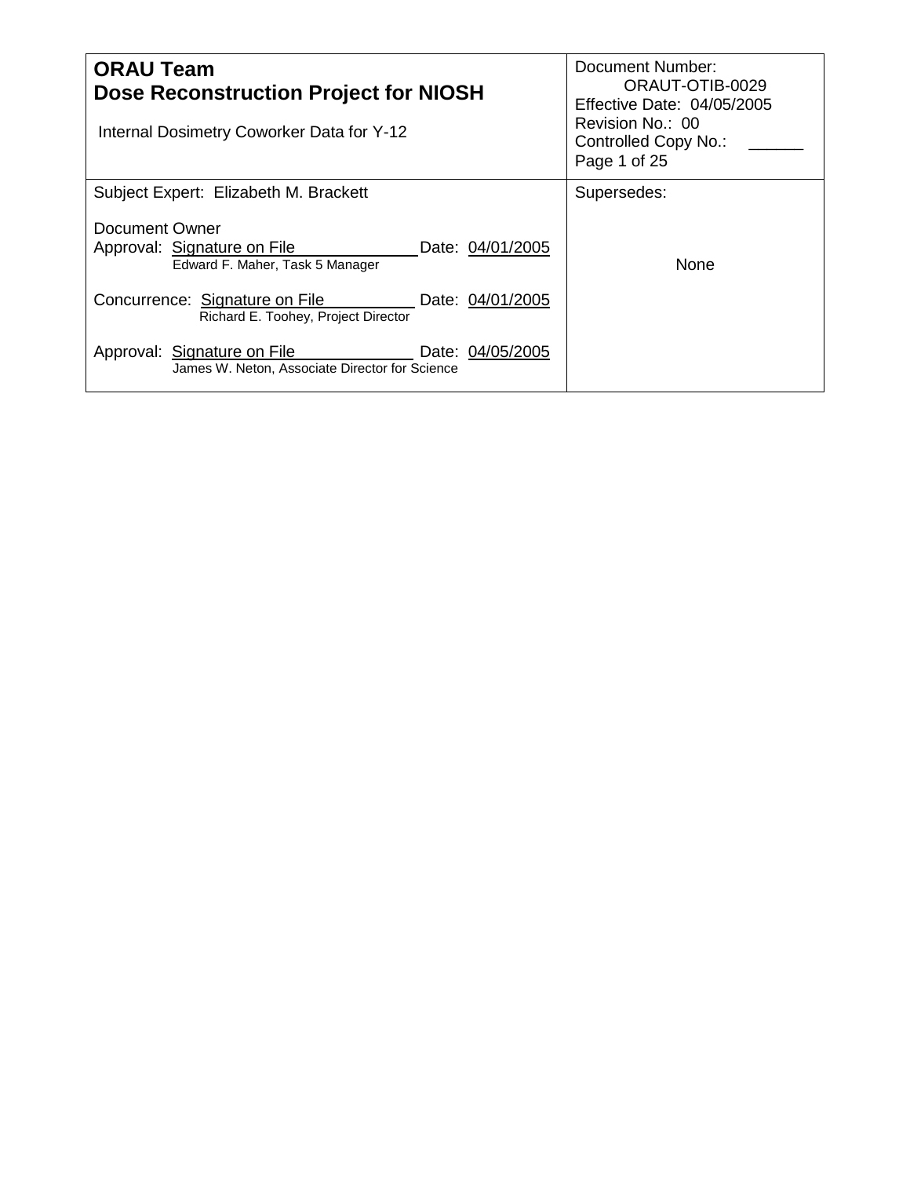| **ORAU Team**<br>**Dose Reconstruction Project for NIOSH**<br><br>Internal Dosimetry Coworker Data for Y-12 | Document Number:<br>ORAUT-OTIB-0029<br>Effective Date: 04/05/2005<br>Revision No.: 00<br>Controlled Copy No.: ______ |
|---|---|
| Subject Expert: Elizabeth M. Brackett<br><br>Document Owner<br>Approval: Signature on File Date: 04/01/2005<br>Edward F. Maher, Task 5 Manager<br><br>Concurrence: Signature on File Date: 04/01/2005<br>Richard E. Toohey, Project Director<br><br>Approval: Signature on File Date: 04/05/2005<br>James W. Neton, Associate Director for Science | Supersedes:<br><br>None |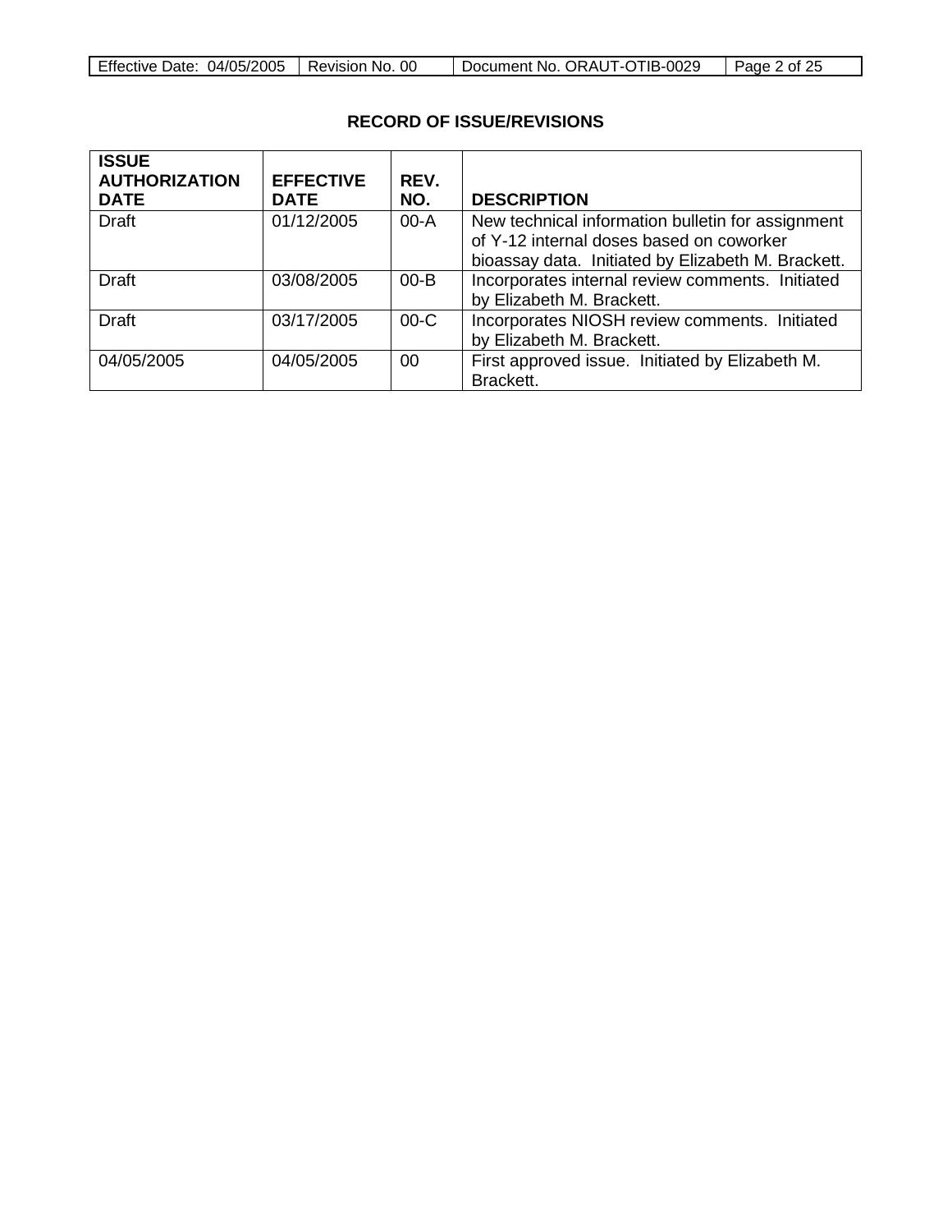## RECORD OF ISSUE/REVISIONS

| ISSUE AUTHORIZATION DATE | EFFECTIVE DATE | REV. NO. | DESCRIPTION |
|---|---|---|---|
| Draft | 01/12/2005 | 00-A | New technical information bulletin for assignment of Y-12 internal doses based on coworker bioassay data. Initiated by Elizabeth M. Brackett. |
| Draft | 03/08/2005 | 00-B | Incorporates internal review comments. Initiated by Elizabeth M. Brackett. |
| Draft | 03/17/2005 | 00-C | Incorporates NIOSH review comments. Initiated by Elizabeth M. Brackett. |
| 04/05/2005 | 04/05/2005 | 00 | First approved issue. Initiated by Elizabeth M. Brackett. |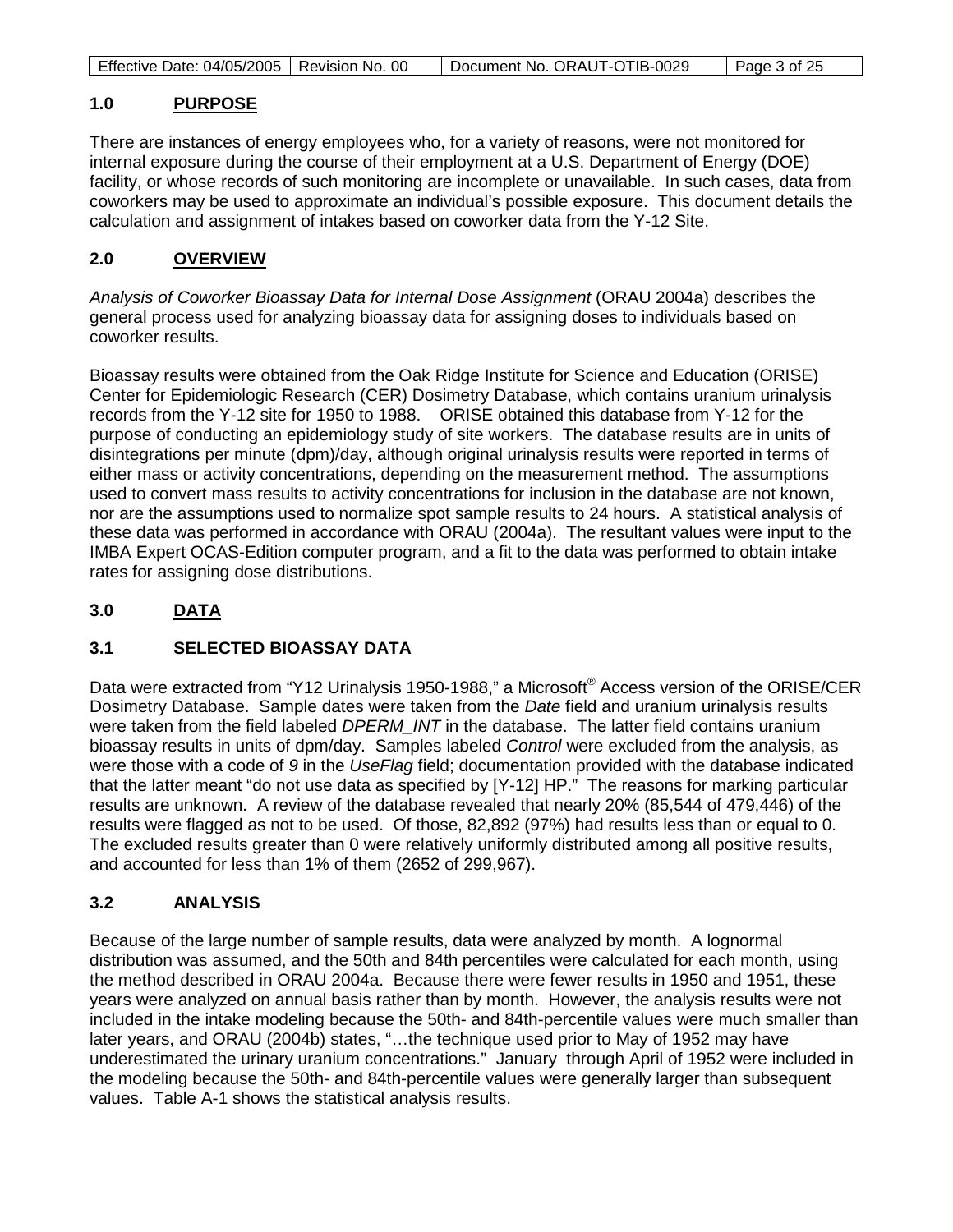## 1.0 PURPOSE

There are instances of energy employees who, for a variety of reasons, were not monitored for internal exposure during the course of their employment at a U.S. Department of Energy (DOE) facility, or whose records of such monitoring are incomplete or unavailable. In such cases, data from coworkers may be used to approximate an individual's possible exposure. This document details the calculation and assignment of intakes based on coworker data from the Y-12 Site.

## 2.0 OVERVIEW

*Analysis of Coworker Bioassay Data for Internal Dose Assignment* (ORAU 2004a) describes the general process used for analyzing bioassay data for assigning doses to individuals based on coworker results.

Bioassay results were obtained from the Oak Ridge Institute for Science and Education (ORISE) Center for Epidemiologic Research (CER) Dosimetry Database, which contains uranium urinalysis records from the Y-12 site for 1950 to 1988. ORISE obtained this database from Y-12 for the purpose of conducting an epidemiology study of site workers. The database results are in units of disintegrations per minute (dpm)/day, although original urinalysis results were reported in terms of either mass or activity concentrations, depending on the measurement method. The assumptions used to convert mass results to activity concentrations for inclusion in the database are not known, nor are the assumptions used to normalize spot sample results to 24 hours. A statistical analysis of these data was performed in accordance with ORAU (2004a). The resultant values were input to the IMBA Expert OCAS-Edition computer program, and a fit to the data was performed to obtain intake rates for assigning dose distributions.

## 3.0 DATA

### 3.1 SELECTED BIOASSAY DATA

Data were extracted from "Y12 Urinalysis 1950-1988," a Microsoft® Access version of the ORISE/CER Dosimetry Database. Sample dates were taken from the *Date* field and uranium urinalysis results were taken from the field labeled *DPERM_INT* in the database. The latter field contains uranium bioassay results in units of dpm/day. Samples labeled *Control* were excluded from the analysis, as were those with a code of *9* in the *UseFlag* field; documentation provided with the database indicated that the latter meant "do not use data as specified by [Y-12] HP." The reasons for marking particular results are unknown. A review of the database revealed that nearly 20% (85,544 of 479,446) of the results were flagged as not to be used. Of those, 82,892 (97%) had results less than or equal to 0. The excluded results greater than 0 were relatively uniformly distributed among all positive results, and accounted for less than 1% of them (2652 of 299,967).

### 3.2 ANALYSIS

Because of the large number of sample results, data were analyzed by month. A lognormal distribution was assumed, and the 50th and 84th percentiles were calculated for each month, using the method described in ORAU 2004a. Because there were fewer results in 1950 and 1951, these years were analyzed on annual basis rather than by month. However, the analysis results were not included in the intake modeling because the 50th- and 84th-percentile values were much smaller than later years, and ORAU (2004b) states, "…the technique used prior to May of 1952 may have underestimated the urinary uranium concentrations." January through April of 1952 were included in the modeling because the 50th- and 84th-percentile values were generally larger than subsequent values. Table A-1 shows the statistical analysis results.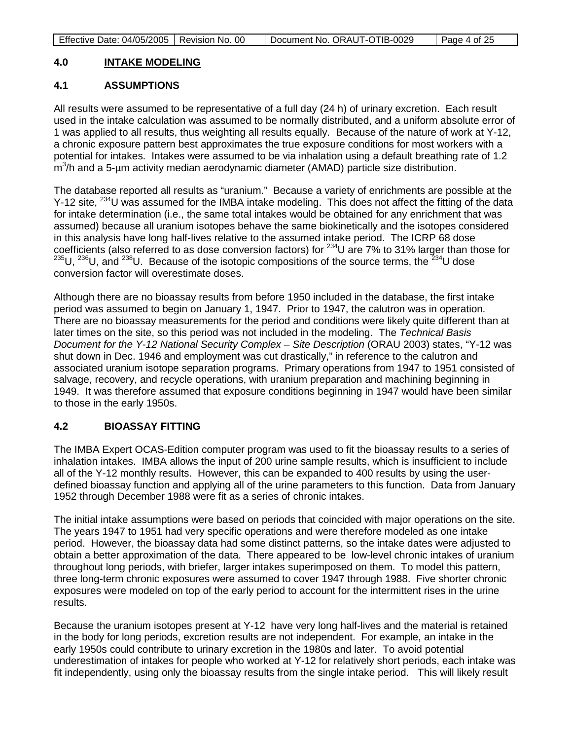## 4.0 INTAKE MODELING

### 4.1 ASSUMPTIONS

All results were assumed to be representative of a full day (24 h) of urinary excretion. Each result used in the intake calculation was assumed to be normally distributed, and a uniform absolute error of 1 was applied to all results, thus weighting all results equally. Because of the nature of work at Y-12, a chronic exposure pattern best approximates the true exposure conditions for most workers with a potential for intakes. Intakes were assumed to be via inhalation using a default breathing rate of 1.2 $m^3/h$ and a 5-µm activity median aerodynamic diameter (AMAD) particle size distribution.

The database reported all results as "uranium." Because a variety of enrichments are possible at the Y-12 site, $^{234}U$ was assumed for the IMBA intake modeling. This does not affect the fitting of the data for intake determination (i.e., the same total intakes would be obtained for any enrichment that was assumed) because all uranium isotopes behave the same biokinetically and the isotopes considered in this analysis have long half-lives relative to the assumed intake period. The ICRP 68 dose coefficients (also referred to as dose conversion factors) for $^{234}U$ are 7% to 31% larger than those for $^{235}U$, $^{236}U$, and $^{238}U$. Because of the isotopic compositions of the source terms, the $^{234}U$ dose conversion factor will overestimate doses.

Although there are no bioassay results from before 1950 included in the database, the first intake period was assumed to begin on January 1, 1947. Prior to 1947, the calutron was in operation. There are no bioassay measurements for the period and conditions were likely quite different than at later times on the site, so this period was not included in the modeling. The *Technical Basis Document for the Y-12 National Security Complex – Site Description* (ORAU 2003) states, "Y-12 was shut down in Dec. 1946 and employment was cut drastically," in reference to the calutron and associated uranium isotope separation programs. Primary operations from 1947 to 1951 consisted of salvage, recovery, and recycle operations, with uranium preparation and machining beginning in 1949. It was therefore assumed that exposure conditions beginning in 1947 would have been similar to those in the early 1950s.

### 4.2 BIOASSAY FITTING

The IMBA Expert OCAS-Edition computer program was used to fit the bioassay results to a series of inhalation intakes. IMBA allows the input of 200 urine sample results, which is insufficient to include all of the Y-12 monthly results. However, this can be expanded to 400 results by using the user-defined bioassay function and applying all of the urine parameters to this function. Data from January 1952 through December 1988 were fit as a series of chronic intakes.

The initial intake assumptions were based on periods that coincided with major operations on the site. The years 1947 to 1951 had very specific operations and were therefore modeled as one intake period. However, the bioassay data had some distinct patterns, so the intake dates were adjusted to obtain a better approximation of the data. There appeared to be low-level chronic intakes of uranium throughout long periods, with briefer, larger intakes superimposed on them. To model this pattern, three long-term chronic exposures were assumed to cover 1947 through 1988. Five shorter chronic exposures were modeled on top of the early period to account for the intermittent rises in the urine results.

Because the uranium isotopes present at Y-12 have very long half-lives and the material is retained in the body for long periods, excretion results are not independent. For example, an intake in the early 1950s could contribute to urinary excretion in the 1980s and later. To avoid potential underestimation of intakes for people who worked at Y-12 for relatively short periods, each intake was fit independently, using only the bioassay results from the single intake period. This will likely result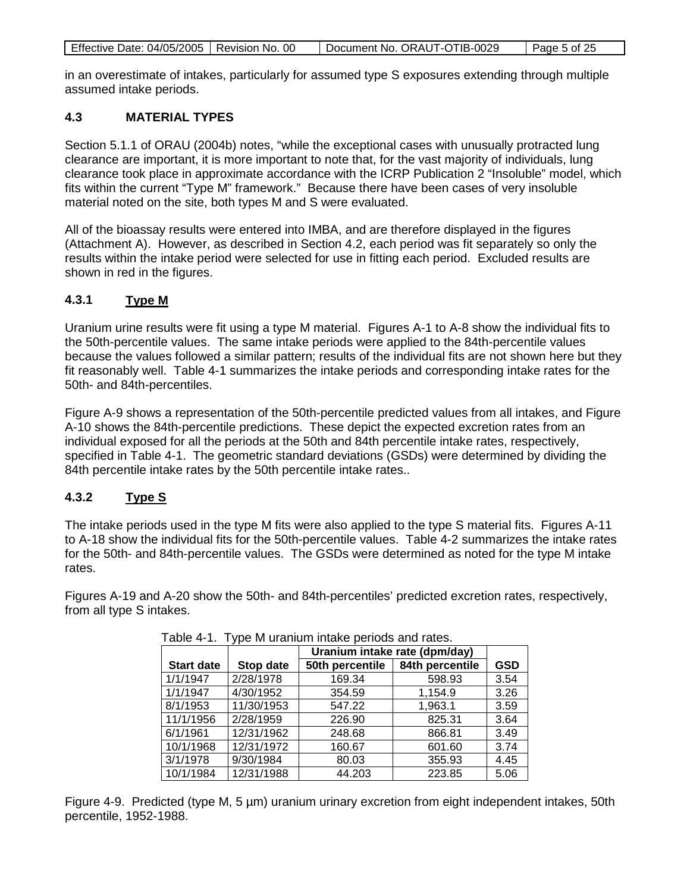in an overestimate of intakes, particularly for assumed type S exposures extending through multiple assumed intake periods.

### 4.3 MATERIAL TYPES

Section 5.1.1 of ORAU (2004b) notes, "while the exceptional cases with unusually protracted lung clearance are important, it is more important to note that, for the vast majority of individuals, lung clearance took place in approximate accordance with the ICRP Publication 2 "Insoluble" model, which fits within the current "Type M" framework." Because there have been cases of very insoluble material noted on the site, both types M and S were evaluated.

All of the bioassay results were entered into IMBA, and are therefore displayed in the figures (Attachment A). However, as described in Section 4.2, each period was fit separately so only the results within the intake period were selected for use in fitting each period. Excluded results are shown in red in the figures.

#### 4.3.1 Type M

Uranium urine results were fit using a type M material. Figures A-1 to A-8 show the individual fits to the 50th-percentile values. The same intake periods were applied to the 84th-percentile values because the values followed a similar pattern; results of the individual fits are not shown here but they fit reasonably well. Table 4-1 summarizes the intake periods and corresponding intake rates for the 50th- and 84th-percentiles.

Figure A-9 shows a representation of the 50th-percentile predicted values from all intakes, and Figure A-10 shows the 84th-percentile predictions. These depict the expected excretion rates from an individual exposed for all the periods at the 50th and 84th percentile intake rates, respectively, specified in Table 4-1. The geometric standard deviations (GSDs) were determined by dividing the 84th percentile intake rates by the 50th percentile intake rates..

#### 4.3.2 Type S

The intake periods used in the type M fits were also applied to the type S material fits. Figures A-11 to A-18 show the individual fits for the 50th-percentile values. Table 4-2 summarizes the intake rates for the 50th- and 84th-percentile values. The GSDs were determined as noted for the type M intake rates.

Figures A-19 and A-20 show the 50th- and 84th-percentiles' predicted excretion rates, respectively, from all type S intakes.

Table 4-1. Type M uranium intake periods and rates.

| | | Uranium intake rate (dpm/day) | | |
|---|---|---|---|---|
| **Start date** | **Stop date** | **50th percentile** | **84th percentile** | **GSD** |
| 1/1/1947 | 2/28/1978 | 169.34 | 598.93 | 3.54 |
| 1/1/1947 | 4/30/1952 | 354.59 | 1,154.9 | 3.26 |
| 8/1/1953 | 11/30/1953 | 547.22 | 1,963.1 | 3.59 |
| 11/1/1956 | 2/28/1959 | 226.90 | 825.31 | 3.64 |
| 6/1/1961 | 12/31/1962 | 248.68 | 866.81 | 3.49 |
| 10/1/1968 | 12/31/1972 | 160.67 | 601.60 | 3.74 |
| 3/1/1978 | 9/30/1984 | 80.03 | 355.93 | 4.45 |
| 10/1/1984 | 12/31/1988 | 44.203 | 223.85 | 5.06 |

Figure 4-9. Predicted (type M, 5 µm) uranium urinary excretion from eight independent intakes, 50th percentile, 1952-1988.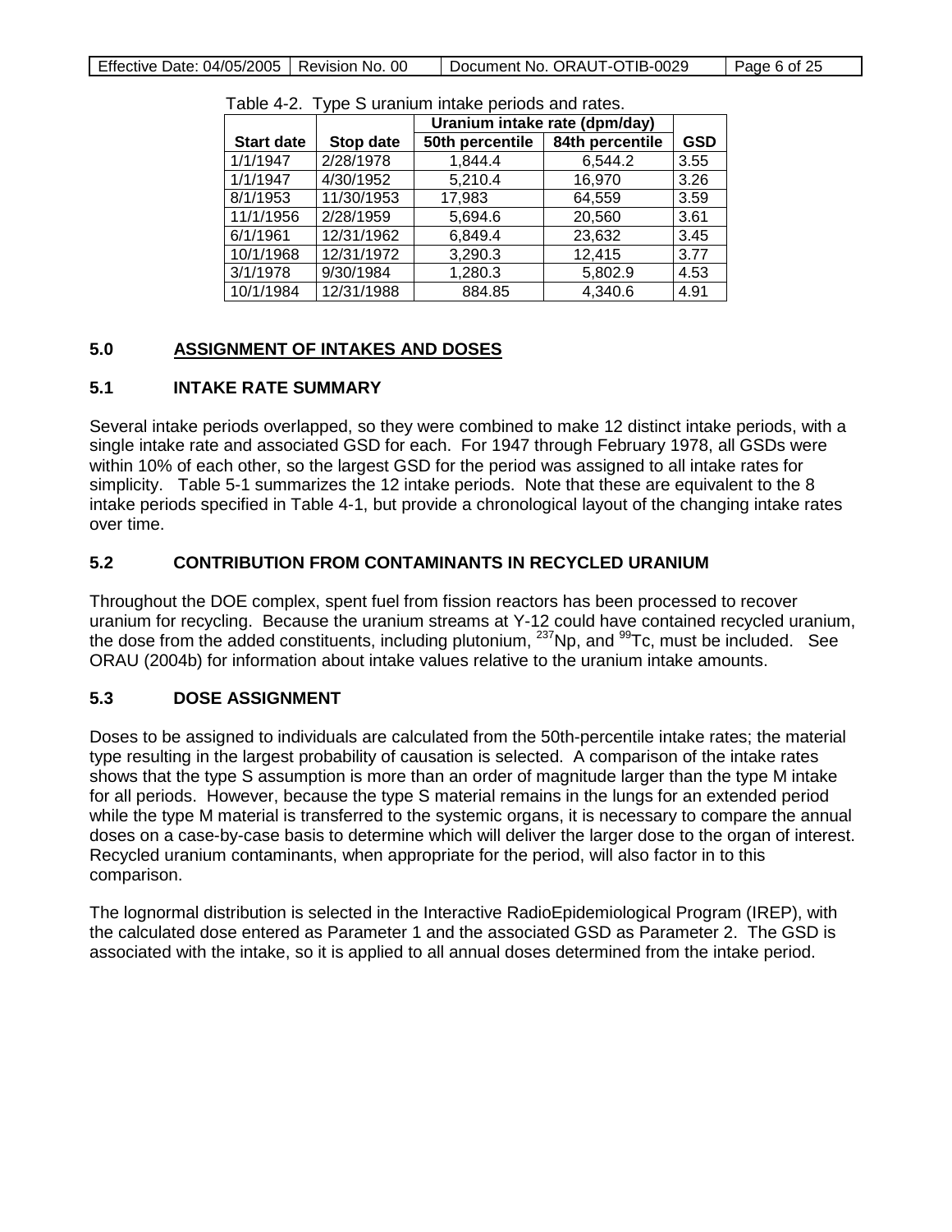Table 4-2. Type S uranium intake periods and rates.

| Start date | Stop date | Uranium intake rate (dpm/day) | | GSD |
|---|---|---|---|---|
| | | 50th percentile | 84th percentile | |
| 1/1/1947 | 2/28/1978 | 1,844.4 | 6,544.2 | 3.55 |
| 1/1/1947 | 4/30/1952 | 5,210.4 | 16,970 | 3.26 |
| 8/1/1953 | 11/30/1953 | 17,983 | 64,559 | 3.59 |
| 11/1/1956 | 2/28/1959 | 5,694.6 | 20,560 | 3.61 |
| 6/1/1961 | 12/31/1962 | 6,849.4 | 23,632 | 3.45 |
| 10/1/1968 | 12/31/1972 | 3,290.3 | 12,415 | 3.77 |
| 3/1/1978 | 9/30/1984 | 1,280.3 | 5,802.9 | 4.53 |
| 10/1/1984 | 12/31/1988 | 884.85 | 4,340.6 | 4.91 |

## 5.0 ASSIGNMENT OF INTAKES AND DOSES

### 5.1 INTAKE RATE SUMMARY

Several intake periods overlapped, so they were combined to make 12 distinct intake periods, with a single intake rate and associated GSD for each. For 1947 through February 1978, all GSDs were within 10% of each other, so the largest GSD for the period was assigned to all intake rates for simplicity. Table 5-1 summarizes the 12 intake periods. Note that these are equivalent to the 8 intake periods specified in Table 4-1, but provide a chronological layout of the changing intake rates over time.

### 5.2 CONTRIBUTION FROM CONTAMINANTS IN RECYCLED URANIUM

Throughout the DOE complex, spent fuel from fission reactors has been processed to recover uranium for recycling. Because the uranium streams at Y-12 could have contained recycled uranium, the dose from the added constituents, including plutonium, $^{237}$Np, and $^{99}$Tc, must be included. See ORAU (2004b) for information about intake values relative to the uranium intake amounts.

### 5.3 DOSE ASSIGNMENT

Doses to be assigned to individuals are calculated from the 50th-percentile intake rates; the material type resulting in the largest probability of causation is selected. A comparison of the intake rates shows that the type S assumption is more than an order of magnitude larger than the type M intake for all periods. However, because the type S material remains in the lungs for an extended period while the type M material is transferred to the systemic organs, it is necessary to compare the annual doses on a case-by-case basis to determine which will deliver the larger dose to the organ of interest. Recycled uranium contaminants, when appropriate for the period, will also factor in to this comparison.

The lognormal distribution is selected in the Interactive RadioEpidemiological Program (IREP), with the calculated dose entered as Parameter 1 and the associated GSD as Parameter 2. The GSD is associated with the intake, so it is applied to all annual doses determined from the intake period.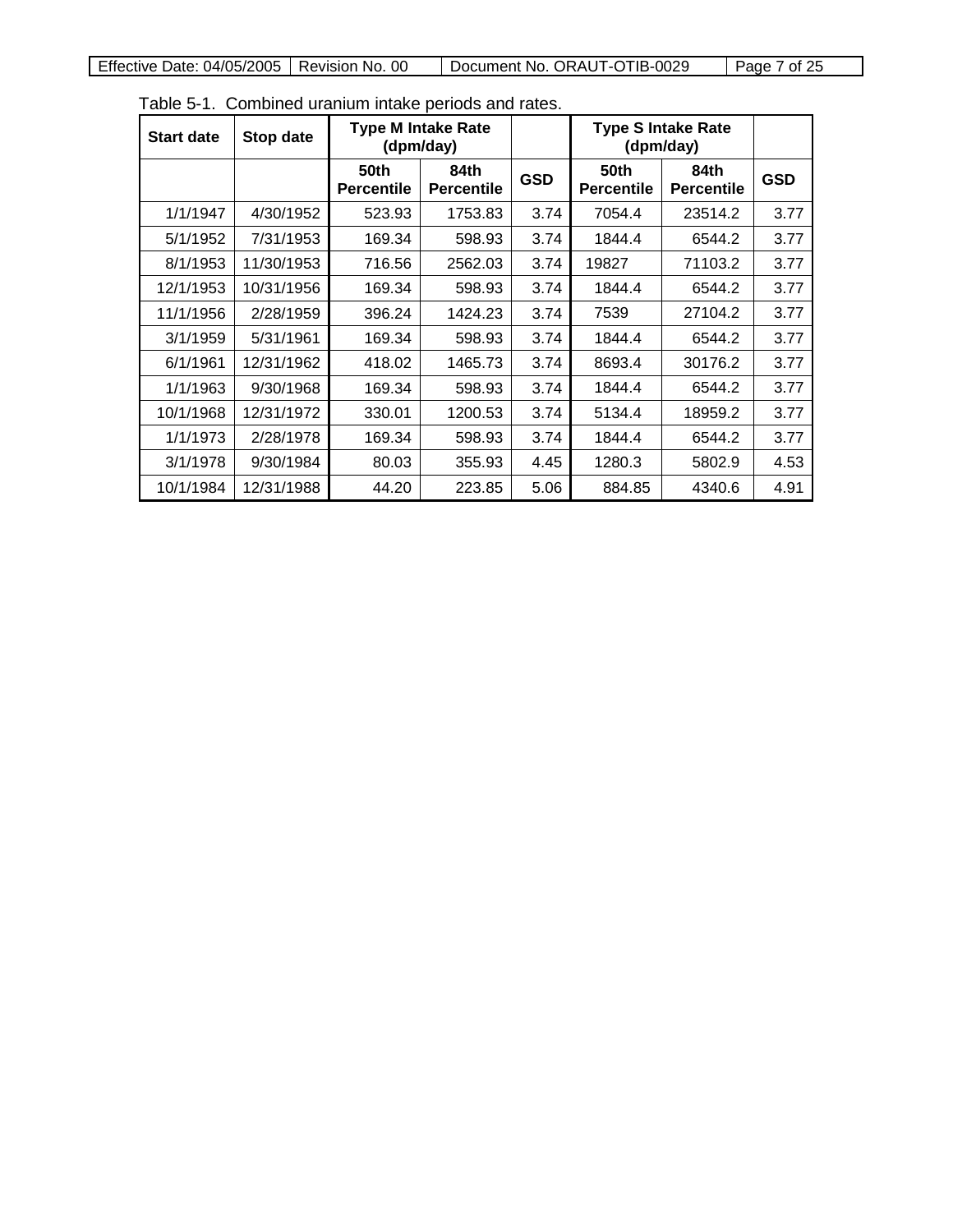Table 5-1. Combined uranium intake periods and rates.

| Start date | Stop date | Type M Intake Rate (dpm/day) | | | Type S Intake Rate (dpm/day) | | |
|---|---|---|---|---|---|---|---|
| | | 50th Percentile | 84th Percentile | GSD | 50th Percentile | 84th Percentile | GSD |
| 1/1/1947 | 4/30/1952 | 523.93 | 1753.83 | 3.74 | 7054.4 | 23514.2 | 3.77 |
| 5/1/1952 | 7/31/1953 | 169.34 | 598.93 | 3.74 | 1844.4 | 6544.2 | 3.77 |
| 8/1/1953 | 11/30/1953 | 716.56 | 2562.03 | 3.74 | 19827 | 71103.2 | 3.77 |
| 12/1/1953 | 10/31/1956 | 169.34 | 598.93 | 3.74 | 1844.4 | 6544.2 | 3.77 |
| 11/1/1956 | 2/28/1959 | 396.24 | 1424.23 | 3.74 | 7539 | 27104.2 | 3.77 |
| 3/1/1959 | 5/31/1961 | 169.34 | 598.93 | 3.74 | 1844.4 | 6544.2 | 3.77 |
| 6/1/1961 | 12/31/1962 | 418.02 | 1465.73 | 3.74 | 8693.4 | 30176.2 | 3.77 |
| 1/1/1963 | 9/30/1968 | 169.34 | 598.93 | 3.74 | 1844.4 | 6544.2 | 3.77 |
| 10/1/1968 | 12/31/1972 | 330.01 | 1200.53 | 3.74 | 5134.4 | 18959.2 | 3.77 |
| 1/1/1973 | 2/28/1978 | 169.34 | 598.93 | 3.74 | 1844.4 | 6544.2 | 3.77 |
| 3/1/1978 | 9/30/1984 | 80.03 | 355.93 | 4.45 | 1280.3 | 5802.9 | 4.53 |
| 10/1/1984 | 12/31/1988 | 44.20 | 223.85 | 5.06 | 884.85 | 4340.6 | 4.91 |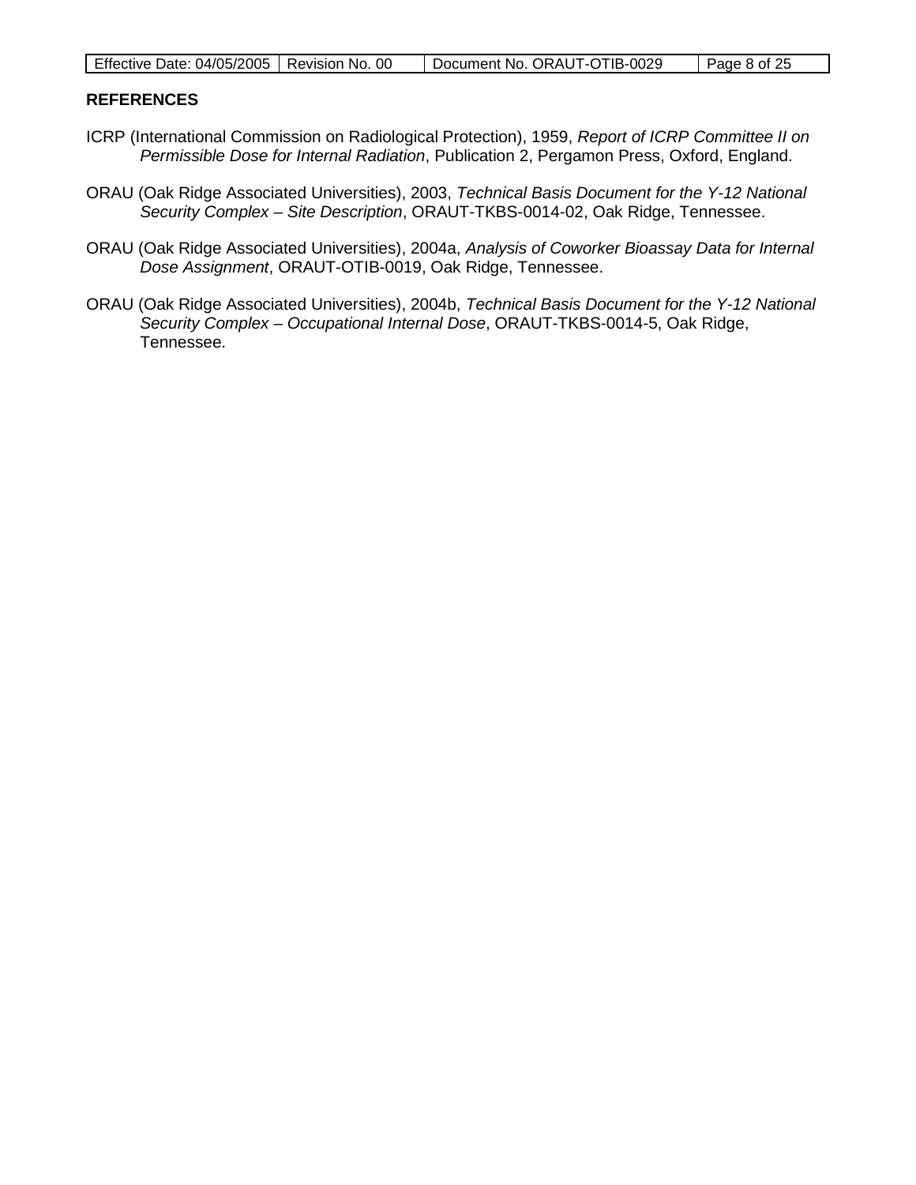## REFERENCES

ICRP (International Commission on Radiological Protection), 1959, *Report of ICRP Committee II on Permissible Dose for Internal Radiation*, Publication 2, Pergamon Press, Oxford, England.

ORAU (Oak Ridge Associated Universities), 2003, *Technical Basis Document for the Y-12 National Security Complex – Site Description*, ORAUT-TKBS-0014-02, Oak Ridge, Tennessee.

ORAU (Oak Ridge Associated Universities), 2004a, *Analysis of Coworker Bioassay Data for Internal Dose Assignment*, ORAUT-OTIB-0019, Oak Ridge, Tennessee.

ORAU (Oak Ridge Associated Universities), 2004b, *Technical Basis Document for the Y-12 National Security Complex – Occupational Internal Dose*, ORAUT-TKBS-0014-5, Oak Ridge, Tennessee.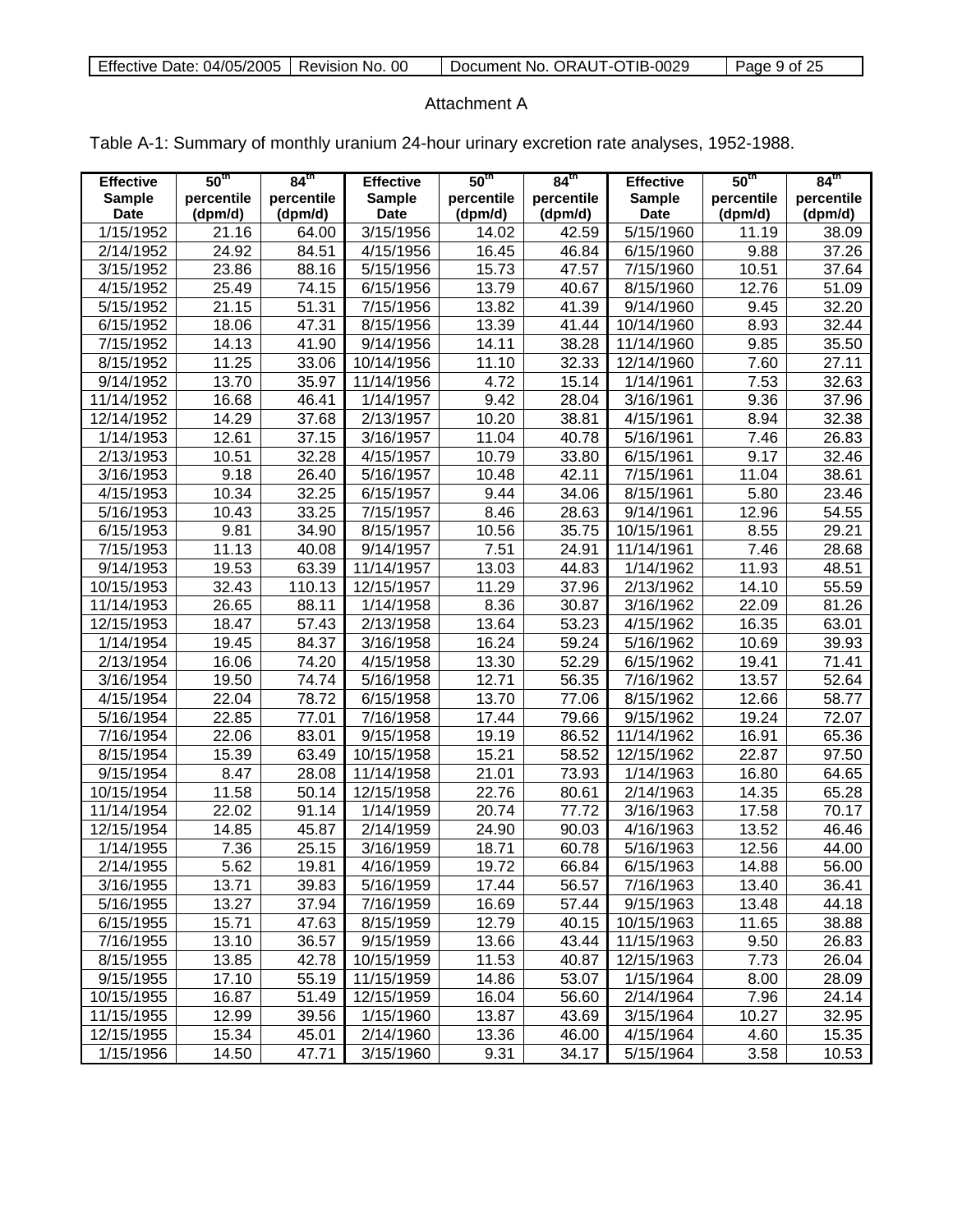Attachment A

Table A-1: Summary of monthly uranium 24-hour urinary excretion rate analyses, 1952-1988.

| Effective Sample Date | 50th percentile (dpm/d) | 84th percentile (dpm/d) | Effective Sample Date | 50th percentile (dpm/d) | 84th percentile (dpm/d) | Effective Sample Date | 50th percentile (dpm/d) | 84th percentile (dpm/d) |
|---|---|---|---|---|---|---|---|---|
| 1/15/1952 | 21.16 | 64.00 | 3/15/1956 | 14.02 | 42.59 | 5/15/1960 | 11.19 | 38.09 |
| 2/14/1952 | 24.92 | 84.51 | 4/15/1956 | 16.45 | 46.84 | 6/15/1960 | 9.88 | 37.26 |
| 3/15/1952 | 23.86 | 88.16 | 5/15/1956 | 15.73 | 47.57 | 7/15/1960 | 10.51 | 37.64 |
| 4/15/1952 | 25.49 | 74.15 | 6/15/1956 | 13.79 | 40.67 | 8/15/1960 | 12.76 | 51.09 |
| 5/15/1952 | 21.15 | 51.31 | 7/15/1956 | 13.82 | 41.39 | 9/14/1960 | 9.45 | 32.20 |
| 6/15/1952 | 18.06 | 47.31 | 8/15/1956 | 13.39 | 41.44 | 10/14/1960 | 8.93 | 32.44 |
| 7/15/1952 | 14.13 | 41.90 | 9/14/1956 | 14.11 | 38.28 | 11/14/1960 | 9.85 | 35.50 |
| 8/15/1952 | 11.25 | 33.06 | 10/14/1956 | 11.10 | 32.33 | 12/14/1960 | 7.60 | 27.11 |
| 9/14/1952 | 13.70 | 35.97 | 11/14/1956 | 4.72 | 15.14 | 1/14/1961 | 7.53 | 32.63 |
| 11/14/1952 | 16.68 | 46.41 | 1/14/1957 | 9.42 | 28.04 | 3/16/1961 | 9.36 | 37.96 |
| 12/14/1952 | 14.29 | 37.68 | 2/13/1957 | 10.20 | 38.81 | 4/15/1961 | 8.94 | 32.38 |
| 1/14/1953 | 12.61 | 37.15 | 3/16/1957 | 11.04 | 40.78 | 5/16/1961 | 7.46 | 26.83 |
| 2/13/1953 | 10.51 | 32.28 | 4/15/1957 | 10.79 | 33.80 | 6/15/1961 | 9.17 | 32.46 |
| 3/16/1953 | 9.18 | 26.40 | 5/16/1957 | 10.48 | 42.11 | 7/15/1961 | 11.04 | 38.61 |
| 4/15/1953 | 10.34 | 32.25 | 6/15/1957 | 9.44 | 34.06 | 8/15/1961 | 5.80 | 23.46 |
| 5/16/1953 | 10.43 | 33.25 | 7/15/1957 | 8.46 | 28.63 | 9/14/1961 | 12.96 | 54.55 |
| 6/15/1953 | 9.81 | 34.90 | 8/15/1957 | 10.56 | 35.75 | 10/15/1961 | 8.55 | 29.21 |
| 7/15/1953 | 11.13 | 40.08 | 9/14/1957 | 7.51 | 24.91 | 11/14/1961 | 7.46 | 28.68 |
| 9/14/1953 | 19.53 | 63.39 | 11/14/1957 | 13.03 | 44.83 | 1/14/1962 | 11.93 | 48.51 |
| 10/15/1953 | 32.43 | 110.13 | 12/15/1957 | 11.29 | 37.96 | 2/13/1962 | 14.10 | 55.59 |
| 11/14/1953 | 26.65 | 88.11 | 1/14/1958 | 8.36 | 30.87 | 3/16/1962 | 22.09 | 81.26 |
| 12/15/1953 | 18.47 | 57.43 | 2/13/1958 | 13.64 | 53.23 | 4/15/1962 | 16.35 | 63.01 |
| 1/14/1954 | 19.45 | 84.37 | 3/16/1958 | 16.24 | 59.24 | 5/16/1962 | 10.69 | 39.93 |
| 2/13/1954 | 16.06 | 74.20 | 4/15/1958 | 13.30 | 52.29 | 6/15/1962 | 19.41 | 71.41 |
| 3/16/1954 | 19.50 | 74.74 | 5/16/1958 | 12.71 | 56.35 | 7/16/1962 | 13.57 | 52.64 |
| 4/15/1954 | 22.04 | 78.72 | 6/15/1958 | 13.70 | 77.06 | 8/15/1962 | 12.66 | 58.77 |
| 5/16/1954 | 22.85 | 77.01 | 7/16/1958 | 17.44 | 79.66 | 9/15/1962 | 19.24 | 72.07 |
| 7/16/1954 | 22.06 | 83.01 | 9/15/1958 | 19.19 | 86.52 | 11/14/1962 | 16.91 | 65.36 |
| 8/15/1954 | 15.39 | 63.49 | 10/15/1958 | 15.21 | 58.52 | 12/15/1962 | 22.87 | 97.50 |
| 9/15/1954 | 8.47 | 28.08 | 11/14/1958 | 21.01 | 73.93 | 1/14/1963 | 16.80 | 64.65 |
| 10/15/1954 | 11.58 | 50.14 | 12/15/1958 | 22.76 | 80.61 | 2/14/1963 | 14.35 | 65.28 |
| 11/14/1954 | 22.02 | 91.14 | 1/14/1959 | 20.74 | 77.72 | 3/16/1963 | 17.58 | 70.17 |
| 12/15/1954 | 14.85 | 45.87 | 2/14/1959 | 24.90 | 90.03 | 4/16/1963 | 13.52 | 46.46 |
| 1/14/1955 | 7.36 | 25.15 | 3/16/1959 | 18.71 | 60.78 | 5/16/1963 | 12.56 | 44.00 |
| 2/14/1955 | 5.62 | 19.81 | 4/16/1959 | 19.72 | 66.84 | 6/15/1963 | 14.88 | 56.00 |
| 3/16/1955 | 13.71 | 39.83 | 5/16/1959 | 17.44 | 56.57 | 7/16/1963 | 13.40 | 36.41 |
| 5/16/1955 | 13.27 | 37.94 | 7/16/1959 | 16.69 | 57.44 | 9/15/1963 | 13.48 | 44.18 |
| 6/15/1955 | 15.71 | 47.63 | 8/15/1959 | 12.79 | 40.15 | 10/15/1963 | 11.65 | 38.88 |
| 7/16/1955 | 13.10 | 36.57 | 9/15/1959 | 13.66 | 43.44 | 11/15/1963 | 9.50 | 26.83 |
| 8/15/1955 | 13.85 | 42.78 | 10/15/1959 | 11.53 | 40.87 | 12/15/1963 | 7.73 | 26.04 |
| 9/15/1955 | 17.10 | 55.19 | 11/15/1959 | 14.86 | 53.07 | 1/15/1964 | 8.00 | 28.09 |
| 10/15/1955 | 16.87 | 51.49 | 12/15/1959 | 16.04 | 56.60 | 2/14/1964 | 7.96 | 24.14 |
| 11/15/1955 | 12.99 | 39.56 | 1/15/1960 | 13.87 | 43.69 | 3/15/1964 | 10.27 | 32.95 |
| 12/15/1955 | 15.34 | 45.01 | 2/14/1960 | 13.36 | 46.00 | 4/15/1964 | 4.60 | 15.35 |
| 1/15/1956 | 14.50 | 47.71 | 3/15/1960 | 9.31 | 34.17 | 5/15/1964 | 3.58 | 10.53 |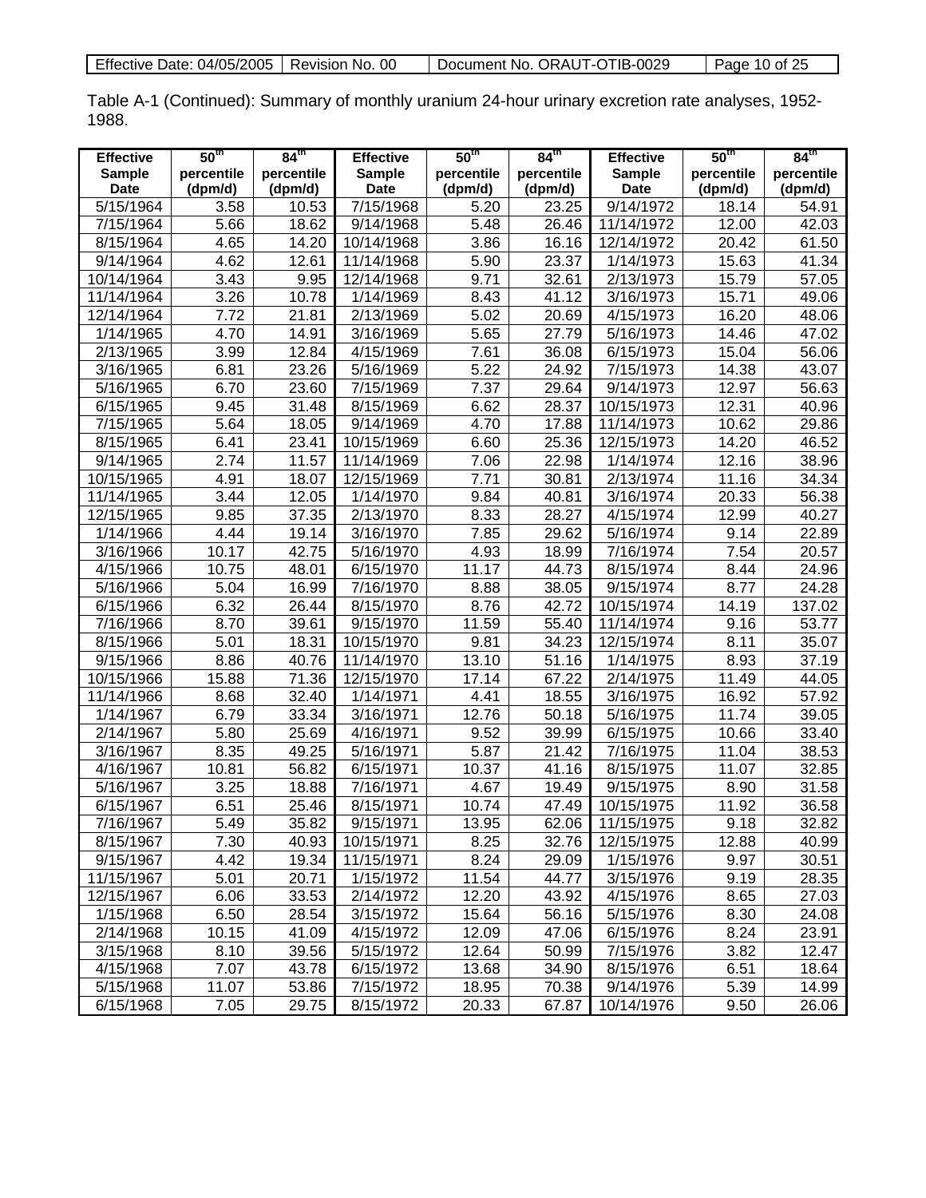Table A-1 (Continued): Summary of monthly uranium 24-hour urinary excretion rate analyses, 1952-1988.

| Effective Sample Date | 50th percentile (dpm/d) | 84th percentile (dpm/d) | Effective Sample Date | 50th percentile (dpm/d) | 84th percentile (dpm/d) | Effective Sample Date | 50th percentile (dpm/d) | 84th percentile (dpm/d) |
|---|---|---|---|---|---|---|---|---|
| 5/15/1964 | 3.58 | 10.53 | 7/15/1968 | 5.20 | 23.25 | 9/14/1972 | 18.14 | 54.91 |
| 7/15/1964 | 5.66 | 18.62 | 9/14/1968 | 5.48 | 26.46 | 11/14/1972 | 12.00 | 42.03 |
| 8/15/1964 | 4.65 | 14.20 | 10/14/1968 | 3.86 | 16.16 | 12/14/1972 | 20.42 | 61.50 |
| 9/14/1964 | 4.62 | 12.61 | 11/14/1968 | 5.90 | 23.37 | 1/14/1973 | 15.63 | 41.34 |
| 10/14/1964 | 3.43 | 9.95 | 12/14/1968 | 9.71 | 32.61 | 2/13/1973 | 15.79 | 57.05 |
| 11/14/1964 | 3.26 | 10.78 | 1/14/1969 | 8.43 | 41.12 | 3/16/1973 | 15.71 | 49.06 |
| 12/14/1964 | 7.72 | 21.81 | 2/13/1969 | 5.02 | 20.69 | 4/15/1973 | 16.20 | 48.06 |
| 1/14/1965 | 4.70 | 14.91 | 3/16/1969 | 5.65 | 27.79 | 5/16/1973 | 14.46 | 47.02 |
| 2/13/1965 | 3.99 | 12.84 | 4/15/1969 | 7.61 | 36.08 | 6/15/1973 | 15.04 | 56.06 |
| 3/16/1965 | 6.81 | 23.26 | 5/16/1969 | 5.22 | 24.92 | 7/15/1973 | 14.38 | 43.07 |
| 5/16/1965 | 6.70 | 23.60 | 7/15/1969 | 7.37 | 29.64 | 9/14/1973 | 12.97 | 56.63 |
| 6/15/1965 | 9.45 | 31.48 | 8/15/1969 | 6.62 | 28.37 | 10/15/1973 | 12.31 | 40.96 |
| 7/15/1965 | 5.64 | 18.05 | 9/14/1969 | 4.70 | 17.88 | 11/14/1973 | 10.62 | 29.86 |
| 8/15/1965 | 6.41 | 23.41 | 10/15/1969 | 6.60 | 25.36 | 12/15/1973 | 14.20 | 46.52 |
| 9/14/1965 | 2.74 | 11.57 | 11/14/1969 | 7.06 | 22.98 | 1/14/1974 | 12.16 | 38.96 |
| 10/15/1965 | 4.91 | 18.07 | 12/15/1969 | 7.71 | 30.81 | 2/13/1974 | 11.16 | 34.34 |
| 11/14/1965 | 3.44 | 12.05 | 1/14/1970 | 9.84 | 40.81 | 3/16/1974 | 20.33 | 56.38 |
| 12/15/1965 | 9.85 | 37.35 | 2/13/1970 | 8.33 | 28.27 | 4/15/1974 | 12.99 | 40.27 |
| 1/14/1966 | 4.44 | 19.14 | 3/16/1970 | 7.85 | 29.62 | 5/16/1974 | 9.14 | 22.89 |
| 3/16/1966 | 10.17 | 42.75 | 5/16/1970 | 4.93 | 18.99 | 7/16/1974 | 7.54 | 20.57 |
| 4/15/1966 | 10.75 | 48.01 | 6/15/1970 | 11.17 | 44.73 | 8/15/1974 | 8.44 | 24.96 |
| 5/16/1966 | 5.04 | 16.99 | 7/16/1970 | 8.88 | 38.05 | 9/15/1974 | 8.77 | 24.28 |
| 6/15/1966 | 6.32 | 26.44 | 8/15/1970 | 8.76 | 42.72 | 10/15/1974 | 14.19 | 137.02 |
| 7/16/1966 | 8.70 | 39.61 | 9/15/1970 | 11.59 | 55.40 | 11/14/1974 | 9.16 | 53.77 |
| 8/15/1966 | 5.01 | 18.31 | 10/15/1970 | 9.81 | 34.23 | 12/15/1974 | 8.11 | 35.07 |
| 9/15/1966 | 8.86 | 40.76 | 11/14/1970 | 13.10 | 51.16 | 1/14/1975 | 8.93 | 37.19 |
| 10/15/1966 | 15.88 | 71.36 | 12/15/1970 | 17.14 | 67.22 | 2/14/1975 | 11.49 | 44.05 |
| 11/14/1966 | 8.68 | 32.40 | 1/14/1971 | 4.41 | 18.55 | 3/16/1975 | 16.92 | 57.92 |
| 1/14/1967 | 6.79 | 33.34 | 3/16/1971 | 12.76 | 50.18 | 5/16/1975 | 11.74 | 39.05 |
| 2/14/1967 | 5.80 | 25.69 | 4/16/1971 | 9.52 | 39.99 | 6/15/1975 | 10.66 | 33.40 |
| 3/16/1967 | 8.35 | 49.25 | 5/16/1971 | 5.87 | 21.42 | 7/16/1975 | 11.04 | 38.53 |
| 4/16/1967 | 10.81 | 56.82 | 6/15/1971 | 10.37 | 41.16 | 8/15/1975 | 11.07 | 32.85 |
| 5/16/1967 | 3.25 | 18.88 | 7/16/1971 | 4.67 | 19.49 | 9/15/1975 | 8.90 | 31.58 |
| 6/15/1967 | 6.51 | 25.46 | 8/15/1971 | 10.74 | 47.49 | 10/15/1975 | 11.92 | 36.58 |
| 7/16/1967 | 5.49 | 35.82 | 9/15/1971 | 13.95 | 62.06 | 11/15/1975 | 9.18 | 32.82 |
| 8/15/1967 | 7.30 | 40.93 | 10/15/1971 | 8.25 | 32.76 | 12/15/1975 | 12.88 | 40.99 |
| 9/15/1967 | 4.42 | 19.34 | 11/15/1971 | 8.24 | 29.09 | 1/15/1976 | 9.97 | 30.51 |
| 11/15/1967 | 5.01 | 20.71 | 1/15/1972 | 11.54 | 44.77 | 3/15/1976 | 9.19 | 28.35 |
| 12/15/1967 | 6.06 | 33.53 | 2/14/1972 | 12.20 | 43.92 | 4/15/1976 | 8.65 | 27.03 |
| 1/15/1968 | 6.50 | 28.54 | 3/15/1972 | 15.64 | 56.16 | 5/15/1976 | 8.30 | 24.08 |
| 2/14/1968 | 10.15 | 41.09 | 4/15/1972 | 12.09 | 47.06 | 6/15/1976 | 8.24 | 23.91 |
| 3/15/1968 | 8.10 | 39.56 | 5/15/1972 | 12.64 | 50.99 | 7/15/1976 | 3.82 | 12.47 |
| 4/15/1968 | 7.07 | 43.78 | 6/15/1972 | 13.68 | 34.90 | 8/15/1976 | 6.51 | 18.64 |
| 5/15/1968 | 11.07 | 53.86 | 7/15/1972 | 18.95 | 70.38 | 9/14/1976 | 5.39 | 14.99 |
| 6/15/1968 | 7.05 | 29.75 | 8/15/1972 | 20.33 | 67.87 | 10/14/1976 | 9.50 | 26.06 |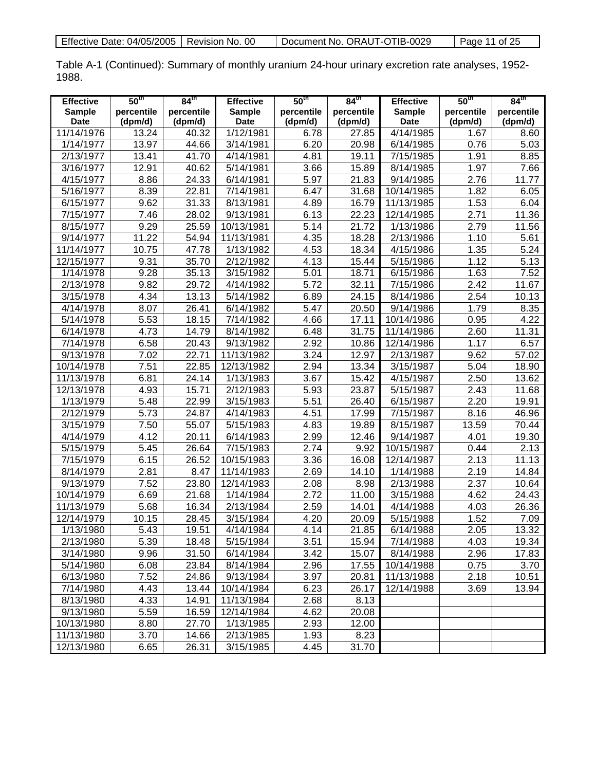Table A-1 (Continued): Summary of monthly uranium 24-hour urinary excretion rate analyses, 1952-1988.

| Effective Sample Date | 50th percentile (dpm/d) | 84th percentile (dpm/d) | Effective Sample Date | 50th percentile (dpm/d) | 84th percentile (dpm/d) | Effective Sample Date | 50th percentile (dpm/d) | 84th percentile (dpm/d) |
|---|---|---|---|---|---|---|---|---|
| 11/14/1976 | 13.24 | 40.32 | 1/12/1981 | 6.78 | 27.85 | 4/14/1985 | 1.67 | 8.60 |
| 1/14/1977 | 13.97 | 44.66 | 3/14/1981 | 6.20 | 20.98 | 6/14/1985 | 0.76 | 5.03 |
| 2/13/1977 | 13.41 | 41.70 | 4/14/1981 | 4.81 | 19.11 | 7/15/1985 | 1.91 | 8.85 |
| 3/16/1977 | 12.91 | 40.62 | 5/14/1981 | 3.66 | 15.89 | 8/14/1985 | 1.97 | 7.66 |
| 4/15/1977 | 8.86 | 24.33 | 6/14/1981 | 5.97 | 21.83 | 9/14/1985 | 2.76 | 11.77 |
| 5/16/1977 | 8.39 | 22.81 | 7/14/1981 | 6.47 | 31.68 | 10/14/1985 | 1.82 | 6.05 |
| 6/15/1977 | 9.62 | 31.33 | 8/13/1981 | 4.89 | 16.79 | 11/13/1985 | 1.53 | 6.04 |
| 7/15/1977 | 7.46 | 28.02 | 9/13/1981 | 6.13 | 22.23 | 12/14/1985 | 2.71 | 11.36 |
| 8/15/1977 | 9.29 | 25.59 | 10/13/1981 | 5.14 | 21.72 | 1/13/1986 | 2.79 | 11.56 |
| 9/14/1977 | 11.22 | 54.94 | 11/13/1981 | 4.35 | 18.28 | 2/13/1986 | 1.10 | 5.61 |
| 11/14/1977 | 10.75 | 47.78 | 1/13/1982 | 4.53 | 18.34 | 4/15/1986 | 1.35 | 5.24 |
| 12/15/1977 | 9.31 | 35.70 | 2/12/1982 | 4.13 | 15.44 | 5/15/1986 | 1.12 | 5.13 |
| 1/14/1978 | 9.28 | 35.13 | 3/15/1982 | 5.01 | 18.71 | 6/15/1986 | 1.63 | 7.52 |
| 2/13/1978 | 9.82 | 29.72 | 4/14/1982 | 5.72 | 32.11 | 7/15/1986 | 2.42 | 11.67 |
| 3/15/1978 | 4.34 | 13.13 | 5/14/1982 | 6.89 | 24.15 | 8/14/1986 | 2.54 | 10.13 |
| 4/14/1978 | 8.07 | 26.41 | 6/14/1982 | 5.47 | 20.50 | 9/14/1986 | 1.79 | 8.35 |
| 5/14/1978 | 5.53 | 18.15 | 7/14/1982 | 4.66 | 17.11 | 10/14/1986 | 0.95 | 4.22 |
| 6/14/1978 | 4.73 | 14.79 | 8/14/1982 | 6.48 | 31.75 | 11/14/1986 | 2.60 | 11.31 |
| 7/14/1978 | 6.58 | 20.43 | 9/13/1982 | 2.92 | 10.86 | 12/14/1986 | 1.17 | 6.57 |
| 9/13/1978 | 7.02 | 22.71 | 11/13/1982 | 3.24 | 12.97 | 2/13/1987 | 9.62 | 57.02 |
| 10/14/1978 | 7.51 | 22.85 | 12/13/1982 | 2.94 | 13.34 | 3/15/1987 | 5.04 | 18.90 |
| 11/13/1978 | 6.81 | 24.14 | 1/13/1983 | 3.67 | 15.42 | 4/15/1987 | 2.50 | 13.62 |
| 12/13/1978 | 4.93 | 15.71 | 2/12/1983 | 5.93 | 23.87 | 5/15/1987 | 2.43 | 11.68 |
| 1/13/1979 | 5.48 | 22.99 | 3/15/1983 | 5.51 | 26.40 | 6/15/1987 | 2.20 | 19.91 |
| 2/12/1979 | 5.73 | 24.87 | 4/14/1983 | 4.51 | 17.99 | 7/15/1987 | 8.16 | 46.96 |
| 3/15/1979 | 7.50 | 55.07 | 5/15/1983 | 4.83 | 19.89 | 8/15/1987 | 13.59 | 70.44 |
| 4/14/1979 | 4.12 | 20.11 | 6/14/1983 | 2.99 | 12.46 | 9/14/1987 | 4.01 | 19.30 |
| 5/15/1979 | 5.45 | 26.64 | 7/15/1983 | 2.74 | 9.92 | 10/15/1987 | 0.44 | 2.13 |
| 7/15/1979 | 6.15 | 26.52 | 10/15/1983 | 3.36 | 16.08 | 12/14/1987 | 2.13 | 11.13 |
| 8/14/1979 | 2.81 | 8.47 | 11/14/1983 | 2.69 | 14.10 | 1/14/1988 | 2.19 | 14.84 |
| 9/13/1979 | 7.52 | 23.80 | 12/14/1983 | 2.08 | 8.98 | 2/13/1988 | 2.37 | 10.64 |
| 10/14/1979 | 6.69 | 21.68 | 1/14/1984 | 2.72 | 11.00 | 3/15/1988 | 4.62 | 24.43 |
| 11/13/1979 | 5.68 | 16.34 | 2/13/1984 | 2.59 | 14.01 | 4/14/1988 | 4.03 | 26.36 |
| 12/14/1979 | 10.15 | 28.45 | 3/15/1984 | 4.20 | 20.09 | 5/15/1988 | 1.52 | 7.09 |
| 1/13/1980 | 5.43 | 19.51 | 4/14/1984 | 4.14 | 21.85 | 6/14/1988 | 2.05 | 13.32 |
| 2/13/1980 | 5.39 | 18.48 | 5/15/1984 | 3.51 | 15.94 | 7/14/1988 | 4.03 | 19.34 |
| 3/14/1980 | 9.96 | 31.50 | 6/14/1984 | 3.42 | 15.07 | 8/14/1988 | 2.96 | 17.83 |
| 5/14/1980 | 6.08 | 23.84 | 8/14/1984 | 2.96 | 17.55 | 10/14/1988 | 0.75 | 3.70 |
| 6/13/1980 | 7.52 | 24.86 | 9/13/1984 | 3.97 | 20.81 | 11/13/1988 | 2.18 | 10.51 |
| 7/14/1980 | 4.43 | 13.44 | 10/14/1984 | 6.23 | 26.17 | 12/14/1988 | 3.69 | 13.94 |
| 8/13/1980 | 4.33 | 14.91 | 11/13/1984 | 2.68 | 8.13 | | | |
| 9/13/1980 | 5.59 | 16.59 | 12/14/1984 | 4.62 | 20.08 | | | |
| 10/13/1980 | 8.80 | 27.70 | 1/13/1985 | 2.93 | 12.00 | | | |
| 11/13/1980 | 3.70 | 14.66 | 2/13/1985 | 1.93 | 8.23 | | | |
| 12/13/1980 | 6.65 | 26.31 | 3/15/1985 | 4.45 | 31.70 | | | |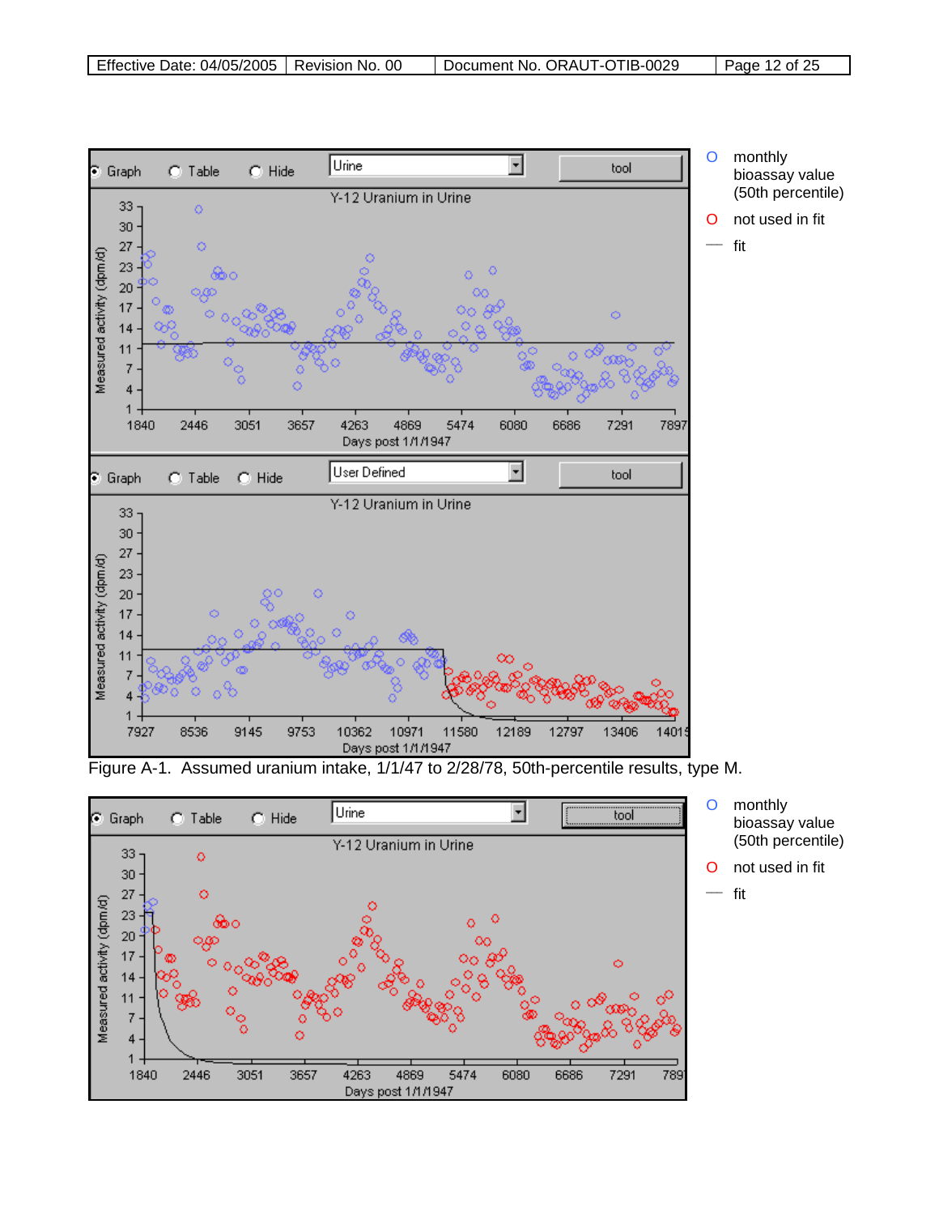Figure A-1. Assumed uranium intake, 1/1/47 to 2/28/78, 50th-percentile results, type M.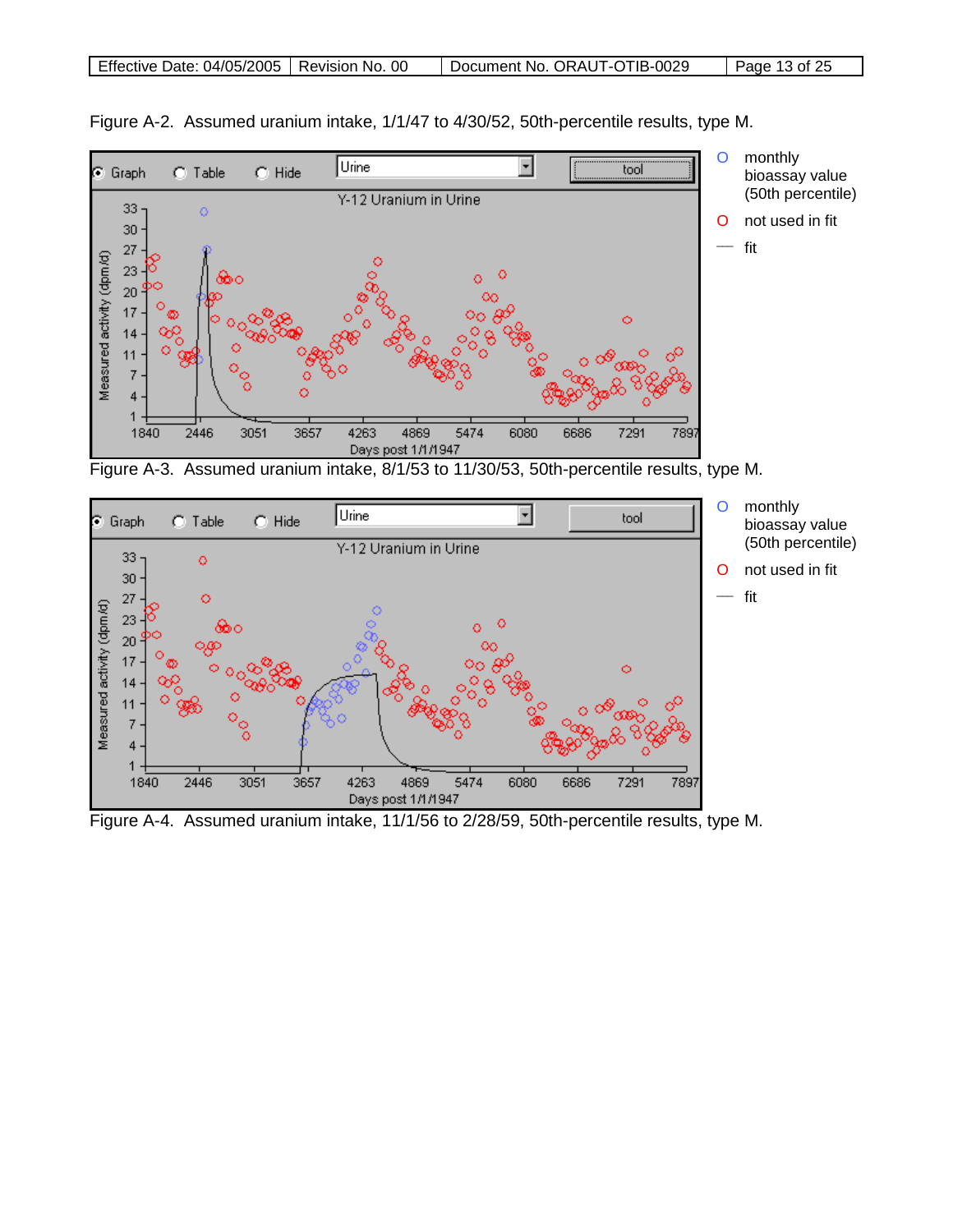Figure A-2. Assumed uranium intake, 1/1/47 to 4/30/52, 50th-percentile results, type M.

Figure A-3. Assumed uranium intake, 8/1/53 to 11/30/53, 50th-percentile results, type M.

Figure A-4. Assumed uranium intake, 11/1/56 to 2/28/59, 50th-percentile results, type M.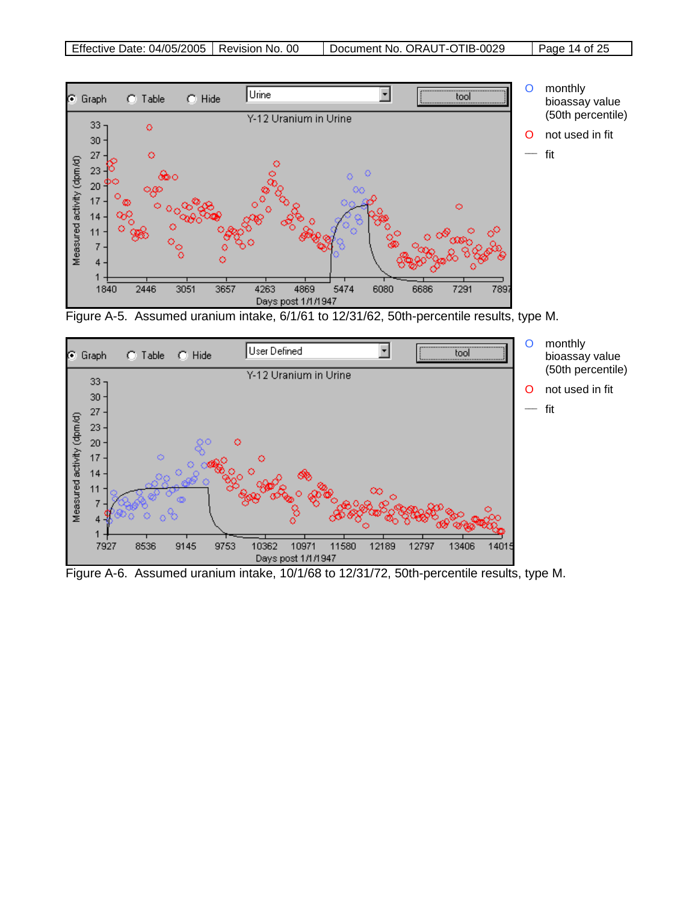Figure A-5. Assumed uranium intake, 6/1/61 to 12/31/62, 50th-percentile results, type M.

Figure A-6. Assumed uranium intake, 10/1/68 to 12/31/72, 50th-percentile results, type M.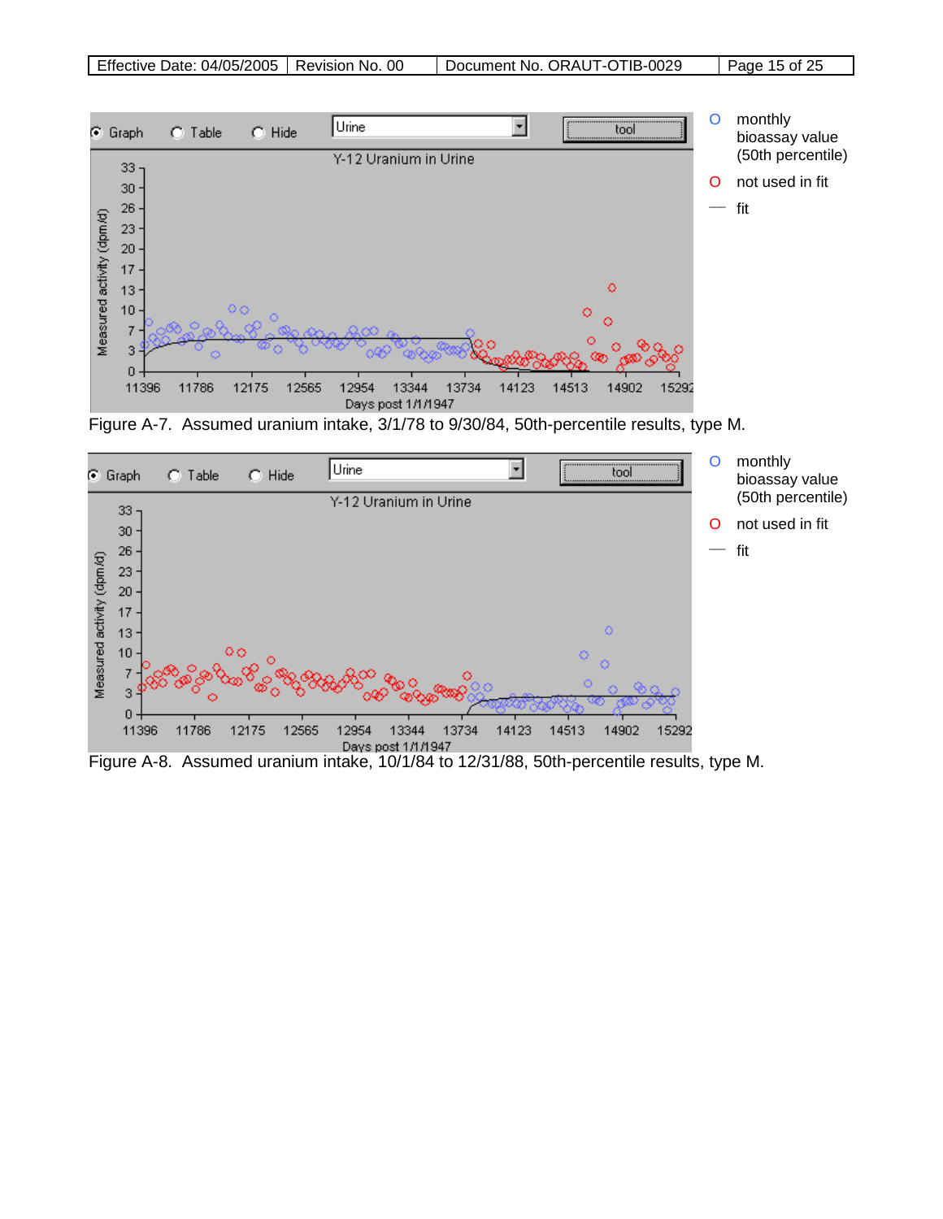Figure A-7. Assumed uranium intake, 3/1/78 to 9/30/84, 50th-percentile results, type M.

Figure A-8. Assumed uranium intake, 10/1/84 to 12/31/88, 50th-percentile results, type M.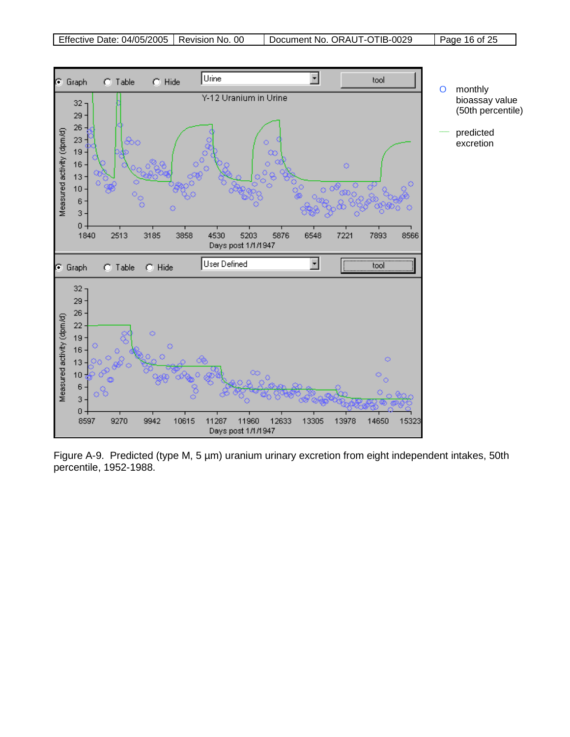Figure A-9. Predicted (type M, 5 µm) uranium urinary excretion from eight independent intakes, 50th percentile, 1952-1988.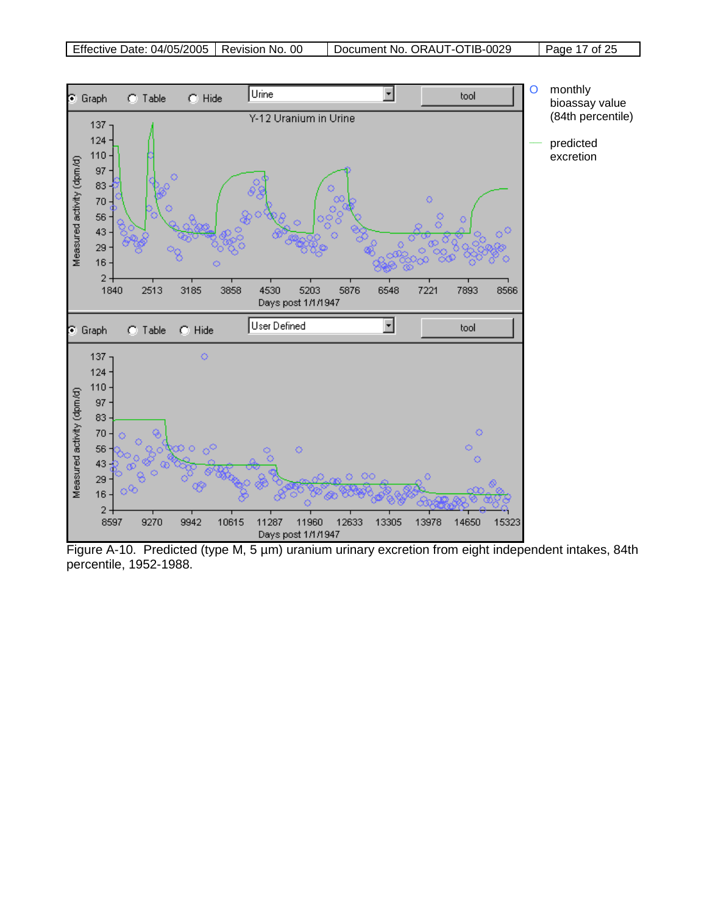Figure A-10. Predicted (type M, 5 µm) uranium urinary excretion from eight independent intakes, 84th percentile, 1952-1988.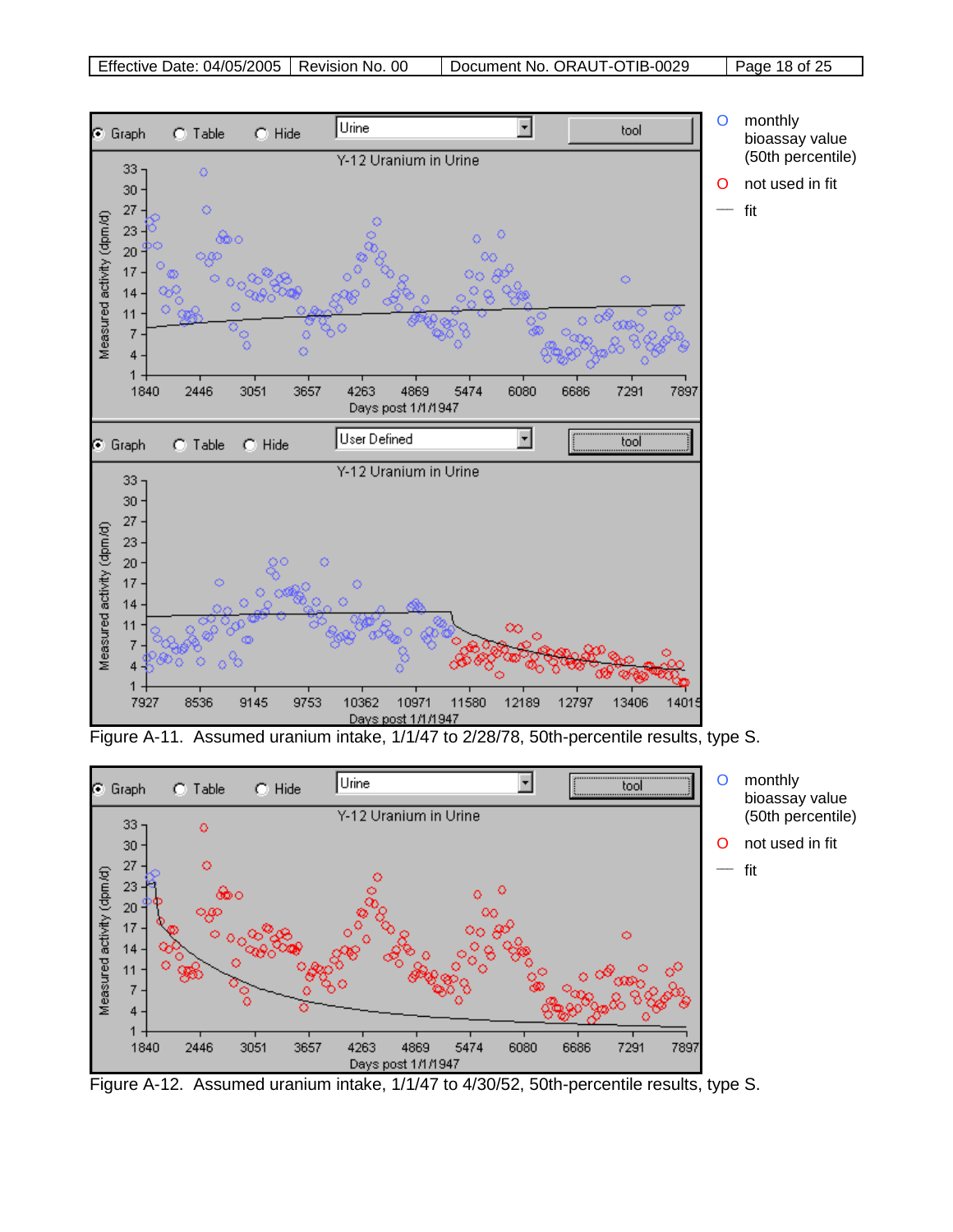Figure A-11. Assumed uranium intake, 1/1/47 to 2/28/78, 50th-percentile results, type S.

Figure A-12. Assumed uranium intake, 1/1/47 to 4/30/52, 50th-percentile results, type S.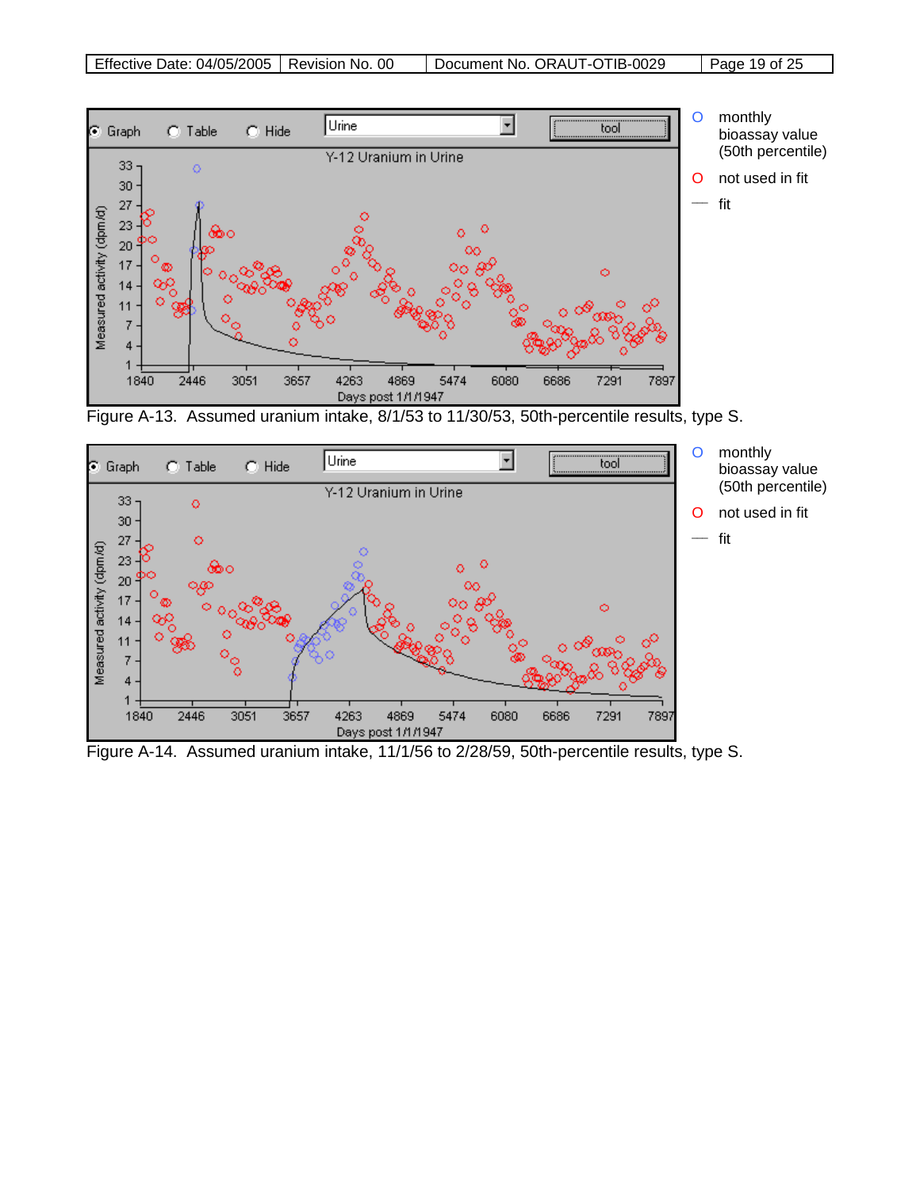Figure A-13. Assumed uranium intake, 8/1/53 to 11/30/53, 50th-percentile results, type S.

Figure A-14. Assumed uranium intake, 11/1/56 to 2/28/59, 50th-percentile results, type S.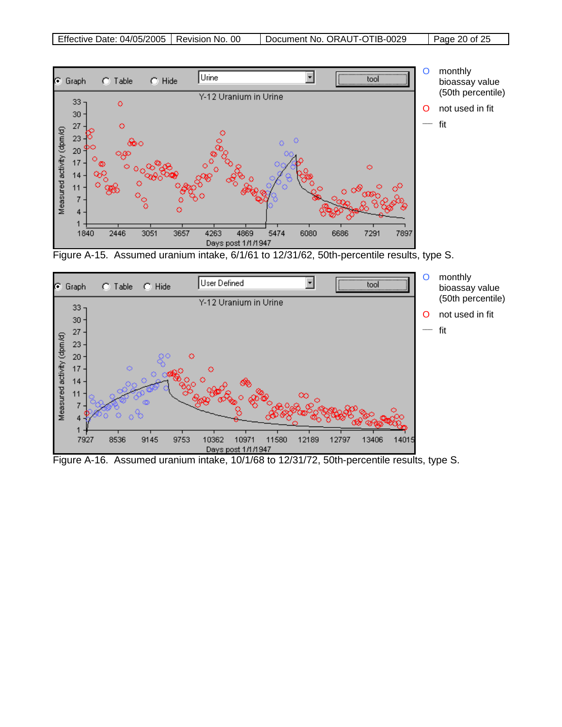Figure A-15. Assumed uranium intake, 6/1/61 to 12/31/62, 50th-percentile results, type S.

Figure A-16. Assumed uranium intake, 10/1/68 to 12/31/72, 50th-percentile results, type S.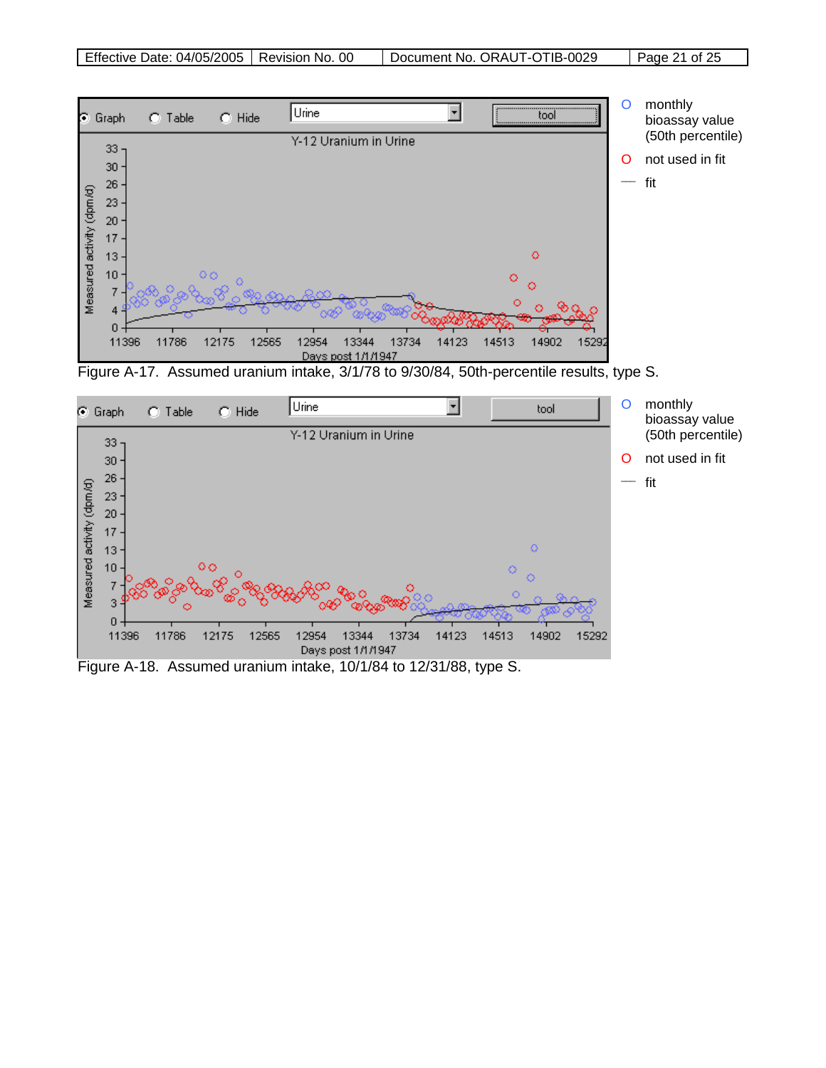Figure A-17. Assumed uranium intake, 3/1/78 to 9/30/84, 50th-percentile results, type S.

Figure A-18. Assumed uranium intake, 10/1/84 to 12/31/88, type S.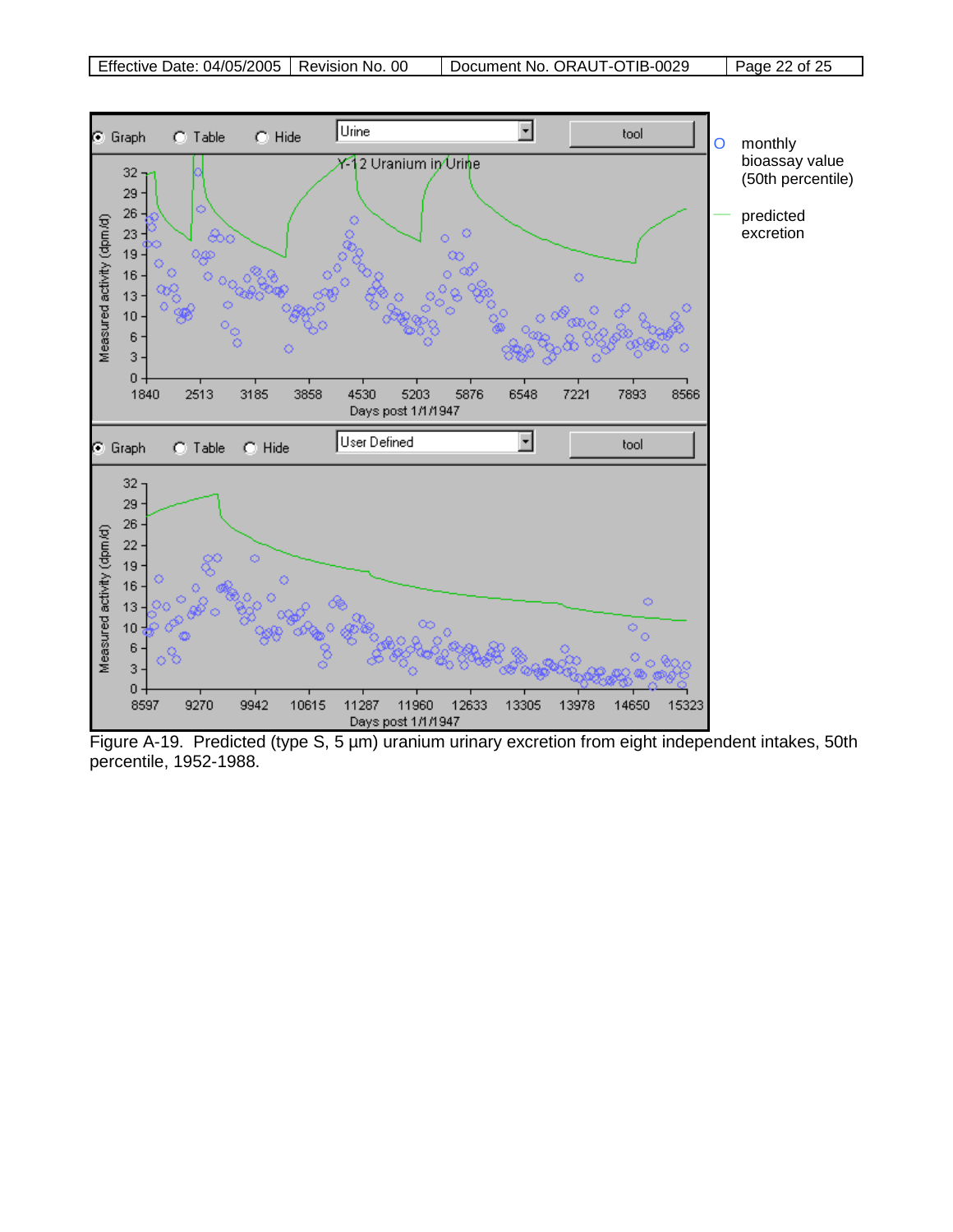Figure A-19. Predicted (type S, 5 µm) uranium urinary excretion from eight independent intakes, 50th percentile, 1952-1988.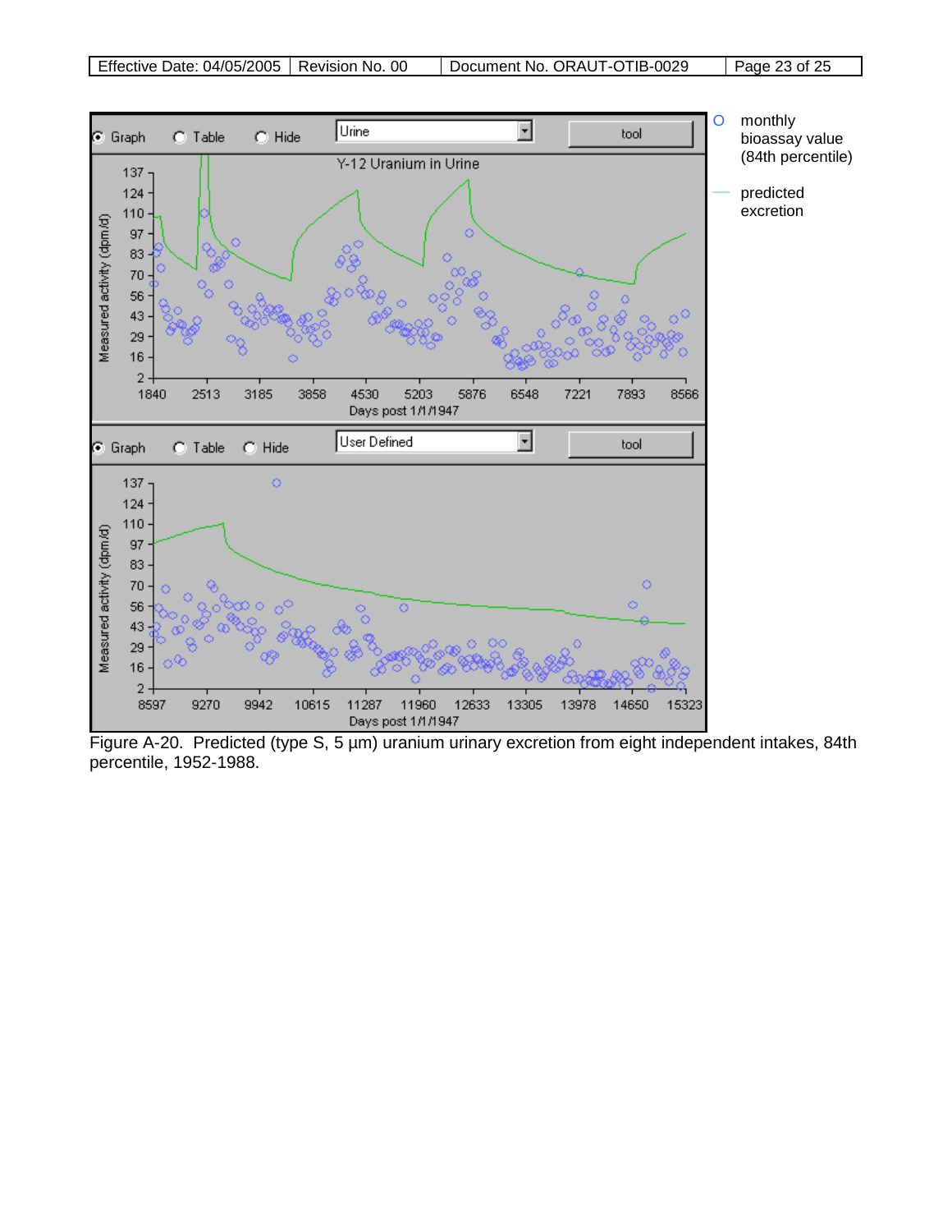Figure A-20. Predicted (type S, 5 µm) uranium urinary excretion from eight independent intakes, 84th percentile, 1952-1988.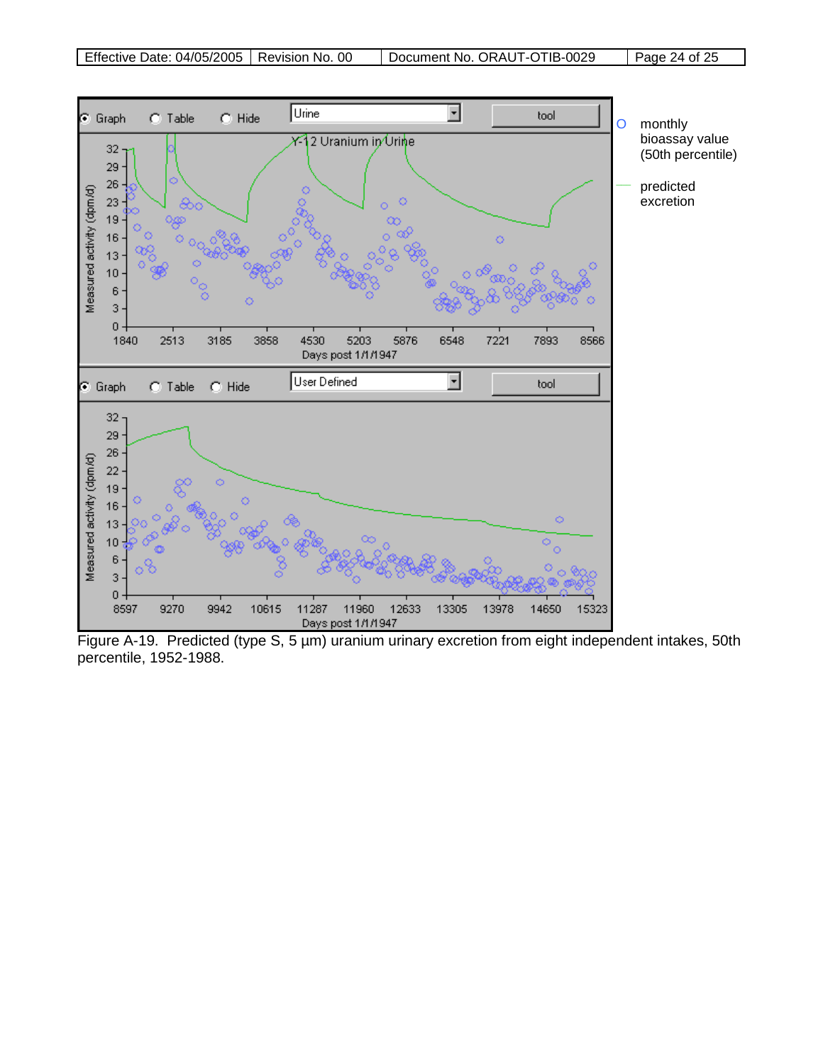Figure A-19. Predicted (type S, 5 µm) uranium urinary excretion from eight independent intakes, 50th percentile, 1952-1988.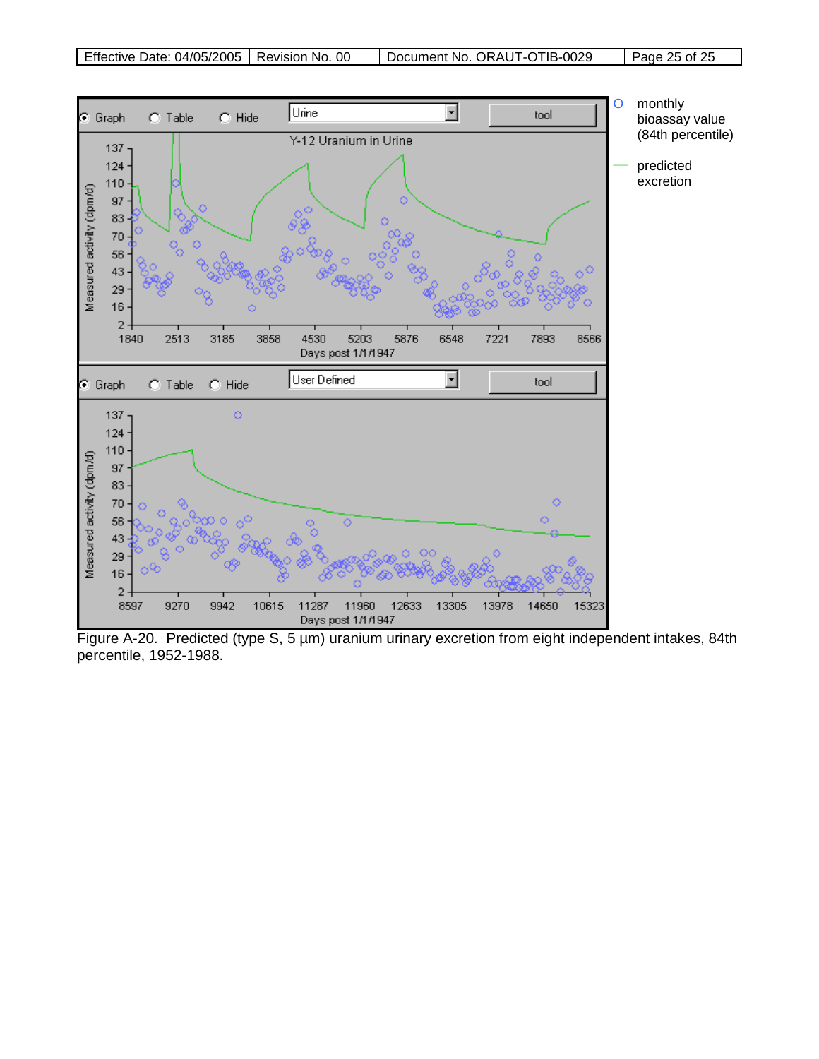Graph Table Hide Urine tool

Y-12 Uranium in Urine

Measured activity (dpm/d)

137
124
110
97
83
70
56
43
29
16
2

1840 2513 3185 3858 4530 5203 5876 6548 7221 7893 8566

Days post 1/1/1947

Graph Table Hide User Defined tool

Measured activity (dpm/d)

137
124
110
97
83
70
56
43
29
16
2

8597 9270 9942 10615 11287 11960 12633 13305 13978 14650 15323

Days post 1/1/1947

O monthly bioassay value (84th percentile)

— predicted excretion

Figure A-20. Predicted (type S, 5 μm) uranium urinary excretion from eight independent intakes, 84th percentile, 1952-1988.